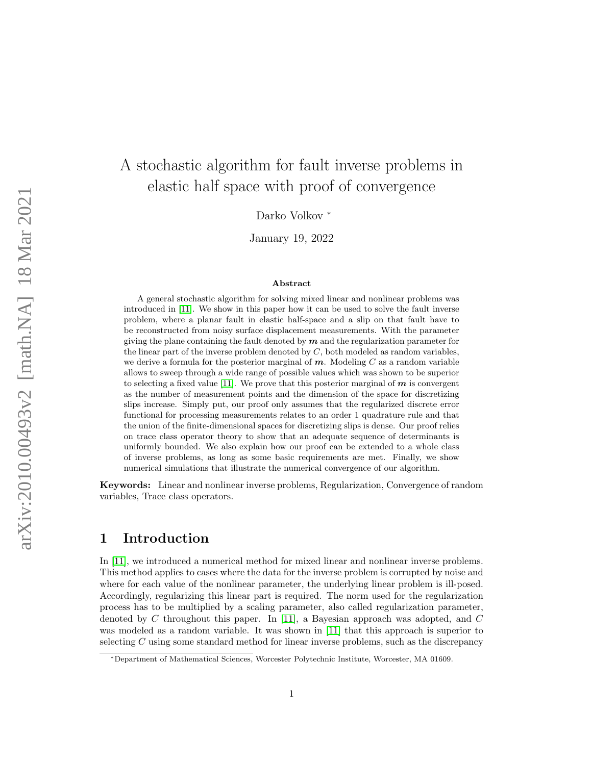# A stochastic algorithm for fault inverse problems in elastic half space with proof of convergence

Darko Volkov *

January 19, 2022

### Abstract

A general stochastic algorithm for solving mixed linear and nonlinear problems was introduced in [11]. We show in this paper how it can be used to solve the fault inverse problem, where a planar fault in elastic half-space and a slip on that fault have to be reconstructed from noisy surface displacement measurements. With the parameter giving the plane containing the fault denoted by $\boldsymbol{m}$ and the regularization parameter for the linear part of the inverse problem denoted by $C$, both modeled as random variables, we derive a formula for the posterior marginal of $\boldsymbol{m}$. Modeling $C$ as a random variable allows to sweep through a wide range of possible values which was shown to be superior to selecting a fixed value [11]. We prove that this posterior marginal of $\boldsymbol{m}$ is convergent as the number of measurement points and the dimension of the space for discretizing slips increase. Simply put, our proof only assumes that the regularized discrete error functional for processing measurements relates to an order 1 quadrature rule and that the union of the finite-dimensional spaces for discretizing slips is dense. Our proof relies on trace class operator theory to show that an adequate sequence of determinants is uniformly bounded. We also explain how our proof can be extended to a whole class of inverse problems, as long as some basic requirements are met. Finally, we show numerical simulations that illustrate the numerical convergence of our algorithm.

**Keywords:** Linear and nonlinear inverse problems, Regularization, Convergence of random variables, Trace class operators.

## 1 Introduction

In [11], we introduced a numerical method for mixed linear and nonlinear inverse problems. This method applies to cases where the data for the inverse problem is corrupted by noise and where for each value of the nonlinear parameter, the underlying linear problem is ill-posed. Accordingly, regularizing this linear part is required. The norm used for the regularization process has to be multiplied by a scaling parameter, also called regularization parameter, denoted by $C$ throughout this paper. In [11], a Bayesian approach was adopted, and $C$ was modeled as a random variable. It was shown in [11] that this approach is superior to selecting $C$ using some standard method for linear inverse problems, such as the discrepancy

*Department of Mathematical Sciences, Worcester Polytechnic Institute, Worcester, MA 01609.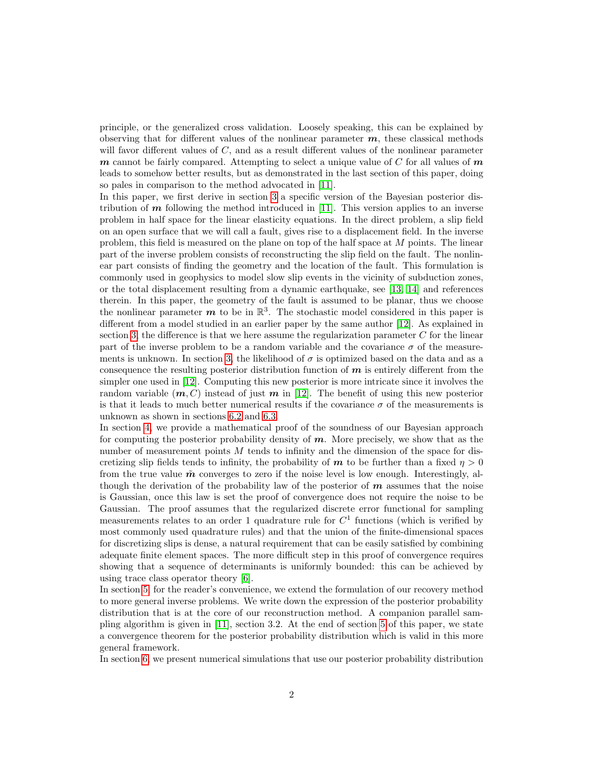principle, or the generalized cross validation. Loosely speaking, this can be explained by observing that for different values of the nonlinear parameter $\boldsymbol{m}$, these classical methods will favor different values of $C$, and as a result different values of the nonlinear parameter $\boldsymbol{m}$ cannot be fairly compared. Attempting to select a unique value of $C$ for all values of $\boldsymbol{m}$ leads to somehow better results, but as demonstrated in the last section of this paper, doing so pales in comparison to the method advocated in [11].

In this paper, we first derive in section 3 a specific version of the Bayesian posterior distribution of $\boldsymbol{m}$ following the method introduced in [11]. This version applies to an inverse problem in half space for the linear elasticity equations. In the direct problem, a slip field on an open surface that we will call a fault, gives rise to a displacement field. In the inverse problem, this field is measured on the plane on top of the half space at $M$ points. The linear part of the inverse problem consists of reconstructing the slip field on the fault. The nonlinear part consists of finding the geometry and the location of the fault. This formulation is commonly used in geophysics to model slow slip events in the vicinity of subduction zones, or the total displacement resulting from a dynamic earthquake, see [13, 14] and references therein. In this paper, the geometry of the fault is assumed to be planar, thus we choose the nonlinear parameter $\boldsymbol{m}$ to be in $\mathbb{R}^3$. The stochastic model considered in this paper is different from a model studied in an earlier paper by the same author [12]. As explained in section 3, the difference is that we here assume the regularization parameter $C$ for the linear part of the inverse problem to be a random variable and the covariance $\sigma$ of the measurements is unknown. In section 3, the likelihood of $\sigma$ is optimized based on the data and as a consequence the resulting posterior distribution function of $\boldsymbol{m}$ is entirely different from the simpler one used in [12]. Computing this new posterior is more intricate since it involves the random variable $(\boldsymbol{m}, C)$ instead of just $\boldsymbol{m}$ in [12]. The benefit of using this new posterior is that it leads to much better numerical results if the covariance $\sigma$ of the measurements is unknown as shown in sections 6.2 and 6.3.

In section 4, we provide a mathematical proof of the soundness of our Bayesian approach for computing the posterior probability density of $\boldsymbol{m}$. More precisely, we show that as the number of measurement points $M$ tends to infinity and the dimension of the space for discretizing slip fields tends to infinity, the probability of $\boldsymbol{m}$ to be further than a fixed $\eta > 0$ from the true value $\tilde{\boldsymbol{m}}$ converges to zero if the noise level is low enough. Interestingly, although the derivation of the probability law of the posterior of $\boldsymbol{m}$ assumes that the noise is Gaussian, once this law is set the proof of convergence does not require the noise to be Gaussian. The proof assumes that the regularized discrete error functional for sampling measurements relates to an order 1 quadrature rule for $C^1$ functions (which is verified by most commonly used quadrature rules) and that the union of the finite-dimensional spaces for discretizing slips is dense, a natural requirement that can be easily satisfied by combining adequate finite element spaces. The more difficult step in this proof of convergence requires showing that a sequence of determinants is uniformly bounded: this can be achieved by using trace class operator theory [6].

In section 5, for the reader's convenience, we extend the formulation of our recovery method to more general inverse problems. We write down the expression of the posterior probability distribution that is at the core of our reconstruction method. A companion parallel sampling algorithm is given in [11], section 3.2. At the end of section 5 of this paper, we state a convergence theorem for the posterior probability distribution which is valid in this more general framework.

In section 6, we present numerical simulations that use our posterior probability distribution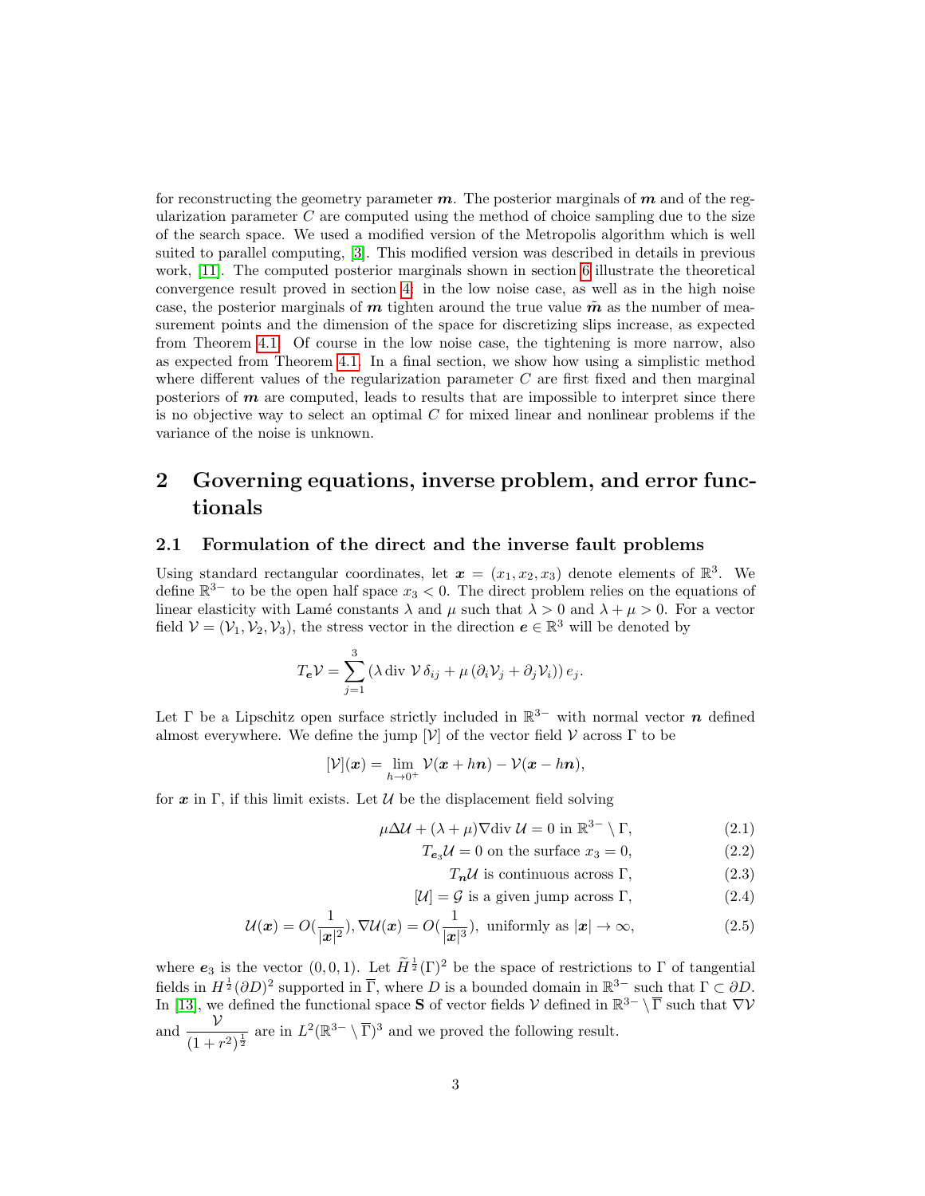for reconstructing the geometry parameter $\boldsymbol{m}$. The posterior marginals of $\boldsymbol{m}$ and of the regularization parameter $C$ are computed using the method of choice sampling due to the size of the search space. We used a modified version of the Metropolis algorithm which is well suited to parallel computing, [3]. This modified version was described in details in previous work, [11]. The computed posterior marginals shown in section 6 illustrate the theoretical convergence result proved in section 4: in the low noise case, as well as in the high noise case, the posterior marginals of $\boldsymbol{m}$ tighten around the true value $\tilde{\boldsymbol{m}}$ as the number of measurement points and the dimension of the space for discretizing slips increase, as expected from Theorem 4.1. Of course in the low noise case, the tightening is more narrow, also as expected from Theorem 4.1. In a final section, we show how using a simplistic method where different values of the regularization parameter $C$ are first fixed and then marginal posteriors of $\boldsymbol{m}$ are computed, leads to results that are impossible to interpret since there is no objective way to select an optimal $C$ for mixed linear and nonlinear problems if the variance of the noise is unknown.

## 2 Governing equations, inverse problem, and error functionals

### 2.1 Formulation of the direct and the inverse fault problems

Using standard rectangular coordinates, let $\boldsymbol{x} = (x_1, x_2, x_3)$ denote elements of $\mathbb{R}^3$. We define $\mathbb{R}^{3-}$ to be the open half space $x_3 < 0$. The direct problem relies on the equations of linear elasticity with Lamé constants $\lambda$ and $\mu$ such that $\lambda > 0$ and $\lambda + \mu > 0$. For a vector field $\mathcal{V} = (\mathcal{V}_1, \mathcal{V}_2, \mathcal{V}_3)$, the stress vector in the direction $\boldsymbol{e} \in \mathbb{R}^3$ will be denoted by

$$T_{\boldsymbol{e}}\mathcal{V} = \sum_{j=1}^{3} \left(\lambda \operatorname{div} \mathcal{V} \, \delta_{ij} + \mu \left(\partial_i \mathcal{V}_j + \partial_j \mathcal{V}_i\right)\right) e_j.$$

Let $\Gamma$ be a Lipschitz open surface strictly included in $\mathbb{R}^{3-}$ with normal vector $\boldsymbol{n}$ defined almost everywhere. We define the jump $[\mathcal{V}]$ of the vector field $\mathcal{V}$ across $\Gamma$ to be

$$[\mathcal{V}](\boldsymbol{x}) = \lim_{h \to 0^+} \mathcal{V}(\boldsymbol{x} + h\boldsymbol{n}) - \mathcal{V}(\boldsymbol{x} - h\boldsymbol{n}),$$

for $\boldsymbol{x}$ in $\Gamma$, if this limit exists. Let $\mathcal{U}$ be the displacement field solving

$$\mu \Delta \mathcal{U} + (\lambda + \mu) \nabla \operatorname{div} \mathcal{U} = 0 \text{ in } \mathbb{R}^{3-} \setminus \Gamma, \tag{2.1}$$

$$T_{\boldsymbol{e}_3}\mathcal{U} = 0 \text{ on the surface } x_3 = 0, \tag{2.2}$$

$$T_{\boldsymbol{n}}\mathcal{U} \text{ is continuous across } \Gamma, \tag{2.3}$$

$$[\mathcal{U}] = \mathcal{G} \text{ is a given jump across } \Gamma, \tag{2.4}$$

$$\mathcal{U}(\boldsymbol{x}) = O(\frac{1}{|\boldsymbol{x}|^2}), \nabla \mathcal{U}(\boldsymbol{x}) = O(\frac{1}{|\boldsymbol{x}|^3}), \text{ uniformly as } |\boldsymbol{x}| \to \infty, \tag{2.5}$$

where $\boldsymbol{e}_3$ is the vector $(0, 0, 1)$. Let $\widetilde{H}^{\frac{1}{2}}(\Gamma)^2$ be the space of restrictions to $\Gamma$ of tangential fields in $H^{\frac{1}{2}}(\partial D)^2$ supported in $\overline{\Gamma}$, where $D$ is a bounded domain in $\mathbb{R}^{3-}$ such that $\Gamma \subset \partial D$. In [13], we defined the functional space $\mathbf{S}$ of vector fields $\mathcal{V}$ defined in $\mathbb{R}^{3-} \setminus \overline{\Gamma}$ such that $\nabla \mathcal{V}$ and $\dfrac{\mathcal{V}}{(1 + r^2)^{\frac{1}{2}}}$ are in $L^2(\mathbb{R}^{3-} \setminus \overline{\Gamma})^3$ and we proved the following result.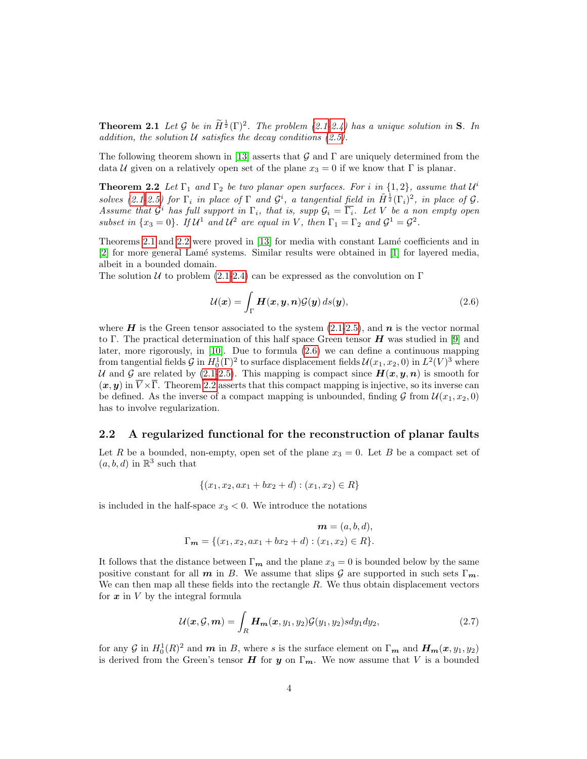**Theorem 2.1** *Let $\mathcal{G}$ be in $\widetilde{H}^{\frac{1}{2}}(\Gamma)^2$. The problem (2.1-2.4) has a unique solution in* $\mathbf{S}$. *In addition, the solution $\mathcal{U}$ satisfies the decay conditions (2.5).*

The following theorem shown in [13] asserts that $\mathcal{G}$ and $\Gamma$ are uniquely determined from the data $\mathcal{U}$ given on a relatively open set of the plane $x_3 = 0$ if we know that $\Gamma$ is planar.

**Theorem 2.2** *Let $\Gamma_1$ and $\Gamma_2$ be two planar open surfaces. For $i$ in $\{1, 2\}$, assume that $\mathcal{U}^i$ solves (2.1-2.5) for $\Gamma_i$ in place of $\Gamma$ and $\mathcal{G}^i$, a tangential field in $\tilde{H}^{\frac{1}{2}}(\Gamma_i)^2$, in place of $\mathcal{G}$. Assume that $\mathcal{G}^i$ has full support in $\Gamma_i$, that is, supp $\mathcal{G}_i = \overline{\Gamma_i}$. Let $V$ be a non empty open subset in $\{x_3 = 0\}$. If $\mathcal{U}^1$ and $\mathcal{U}^2$ are equal in $V$, then $\Gamma_1 = \Gamma_2$ and $\mathcal{G}^1 = \mathcal{G}^2$.*

Theorems 2.1 and 2.2 were proved in [13] for media with constant Lamé coefficients and in [2] for more general Lamé systems. Similar results were obtained in [1] for layered media, albeit in a bounded domain.
The solution $\mathcal{U}$ to problem (2.1-2.4) can be expressed as the convolution on $\Gamma$

$$\mathcal{U}(\boldsymbol{x}) = \int_\Gamma \boldsymbol{H}(\boldsymbol{x}, \boldsymbol{y}, \boldsymbol{n})\mathcal{G}(\boldsymbol{y})\, ds(\boldsymbol{y}), \tag{2.6}$$

where $\boldsymbol{H}$ is the Green tensor associated to the system (2.1-2.5), and $\boldsymbol{n}$ is the vector normal to $\Gamma$. The practical determination of this half space Green tensor $\boldsymbol{H}$ was studied in [9] and later, more rigorously, in [10]. Due to formula (2.6) we can define a continuous mapping from tangential fields $\mathcal{G}$ in $H_0^1(\Gamma)^2$ to surface displacement fields $\mathcal{U}(x_1, x_2, 0)$ in $L^2(V)^3$ where $\mathcal{U}$ and $\mathcal{G}$ are related by (2.1-2.5). This mapping is compact since $\boldsymbol{H}(\boldsymbol{x}, \boldsymbol{y}, \boldsymbol{n})$ is smooth for $(\boldsymbol{x}, \boldsymbol{y})$ in $\overline{V} \times \overline{\Gamma}$. Theorem 2.2 asserts that this compact mapping is injective, so its inverse can be defined. As the inverse of a compact mapping is unbounded, finding $\mathcal{G}$ from $\mathcal{U}(x_1, x_2, 0)$ has to involve regularization.

## 2.2 A regularized functional for the reconstruction of planar faults

Let $R$ be a bounded, non-empty, open set of the plane $x_3 = 0$. Let $B$ be a compact set of $(a, b, d)$ in $\mathbb{R}^3$ such that

$$\{(x_1, x_2, ax_1 + bx_2 + d) : (x_1, x_2) \in R\}$$

is included in the half-space $x_3 < 0$. We introduce the notations

$$\boldsymbol{m} = (a, b, d),$$
$$\Gamma_{\boldsymbol{m}} = \{(x_1, x_2, ax_1 + bx_2 + d) : (x_1, x_2) \in R\}.$$

It follows that the distance between $\Gamma_{\boldsymbol{m}}$ and the plane $x_3 = 0$ is bounded below by the same positive constant for all $\boldsymbol{m}$ in $B$. We assume that slips $\mathcal{G}$ are supported in such sets $\Gamma_{\boldsymbol{m}}$. We can then map all these fields into the rectangle $R$. We thus obtain displacement vectors for $\boldsymbol{x}$ in $V$ by the integral formula

$$\mathcal{U}(\boldsymbol{x}, \mathcal{G}, \boldsymbol{m}) = \int_R \boldsymbol{H}_{\boldsymbol{m}}(\boldsymbol{x}, y_1, y_2)\mathcal{G}(y_1, y_2) s dy_1 dy_2, \tag{2.7}$$

for any $\mathcal{G}$ in $H_0^1(R)^2$ and $\boldsymbol{m}$ in $B$, where $s$ is the surface element on $\Gamma_{\boldsymbol{m}}$ and $\boldsymbol{H}_{\boldsymbol{m}}(\boldsymbol{x}, y_1, y_2)$ is derived from the Green's tensor $\boldsymbol{H}$ for $\boldsymbol{y}$ on $\Gamma_{\boldsymbol{m}}$. We now assume that $V$ is a bounded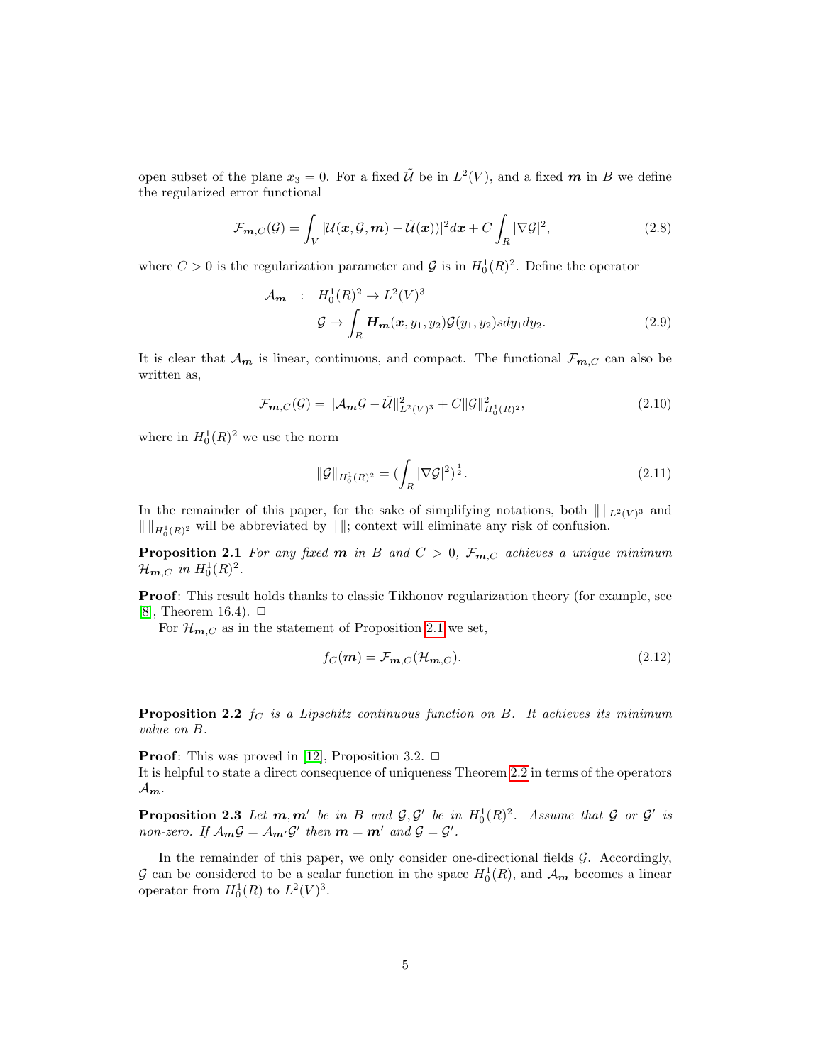open subset of the plane $x_3 = 0$. For a fixed $\tilde{\mathcal{U}}$ be in $L^2(V)$, and a fixed $\boldsymbol{m}$ in $B$ we define the regularized error functional

$$\mathcal{F}_{\boldsymbol{m},C}(\mathcal{G}) = \int_V |\mathcal{U}(\boldsymbol{x}, \mathcal{G}, \boldsymbol{m}) - \tilde{\mathcal{U}}(\boldsymbol{x}))|^2 d\boldsymbol{x} + C \int_R |\nabla \mathcal{G}|^2, \tag{2.8}$$

where $C > 0$ is the regularization parameter and $\mathcal{G}$ is in $H_0^1(R)^2$. Define the operator

$$\begin{aligned} \mathcal{A}_{\boldsymbol{m}} \quad &: \quad H_0^1(R)^2 \to L^2(V)^3 \\ &\quad \mathcal{G} \to \int_R \boldsymbol{H}_{\boldsymbol{m}}(\boldsymbol{x}, y_1, y_2) \mathcal{G}(y_1, y_2) s dy_1 dy_2. \end{aligned} \tag{2.9}$$

It is clear that $\mathcal{A}_{\boldsymbol{m}}$ is linear, continuous, and compact. The functional $\mathcal{F}_{\boldsymbol{m},C}$ can also be written as,

$$\mathcal{F}_{\boldsymbol{m},C}(\mathcal{G}) = \|\mathcal{A}_{\boldsymbol{m}}\mathcal{G} - \tilde{\mathcal{U}}\|^2_{L^2(V)^3} + C\|\mathcal{G}\|^2_{H_0^1(R)^2}, \tag{2.10}$$

where in $H_0^1(R)^2$ we use the norm

$$\|\mathcal{G}\|_{H_0^1(R)^2} = (\int_R |\nabla \mathcal{G}|^2)^{\frac{1}{2}}. \tag{2.11}$$

In the remainder of this paper, for the sake of simplifying notations, both $\| \|_{L^2(V)^3}$ and $\| \|_{H_0^1(R)^2}$ will be abbreviated by $\| \|$; context will eliminate any risk of confusion.

**Proposition 2.1** *For any fixed $\boldsymbol{m}$ in $B$ and $C > 0$, $\mathcal{F}_{\boldsymbol{m},C}$ achieves a unique minimum $\mathcal{H}_{\boldsymbol{m},C}$ in $H_0^1(R)^2$.*

**Proof**: This result holds thanks to classic Tikhonov regularization theory (for example, see [8], Theorem 16.4). $\square$

For $\mathcal{H}_{\boldsymbol{m},C}$ as in the statement of Proposition 2.1 we set,

$$f_C(\boldsymbol{m}) = \mathcal{F}_{\boldsymbol{m},C}(\mathcal{H}_{\boldsymbol{m},C}). \tag{2.12}$$

**Proposition 2.2** *$f_C$ is a Lipschitz continuous function on $B$. It achieves its minimum value on $B$.*

**Proof**: This was proved in [12], Proposition 3.2. $\square$

It is helpful to state a direct consequence of uniqueness Theorem 2.2 in terms of the operators $\mathcal{A}_{\boldsymbol{m}}$.

**Proposition 2.3** *Let $\boldsymbol{m}, \boldsymbol{m}'$ be in $B$ and $\mathcal{G}, \mathcal{G}'$ be in $H_0^1(R)^2$. Assume that $\mathcal{G}$ or $\mathcal{G}'$ is non-zero. If $\mathcal{A}_{\boldsymbol{m}}\mathcal{G} = \mathcal{A}_{\boldsymbol{m}'}\mathcal{G}'$ then $\boldsymbol{m} = \boldsymbol{m}'$ and $\mathcal{G} = \mathcal{G}'$.*

In the remainder of this paper, we only consider one-directional fields $\mathcal{G}$. Accordingly, $\mathcal{G}$ can be considered to be a scalar function in the space $H_0^1(R)$, and $\mathcal{A}_{\boldsymbol{m}}$ becomes a linear operator from $H_0^1(R)$ to $L^2(V)^3$.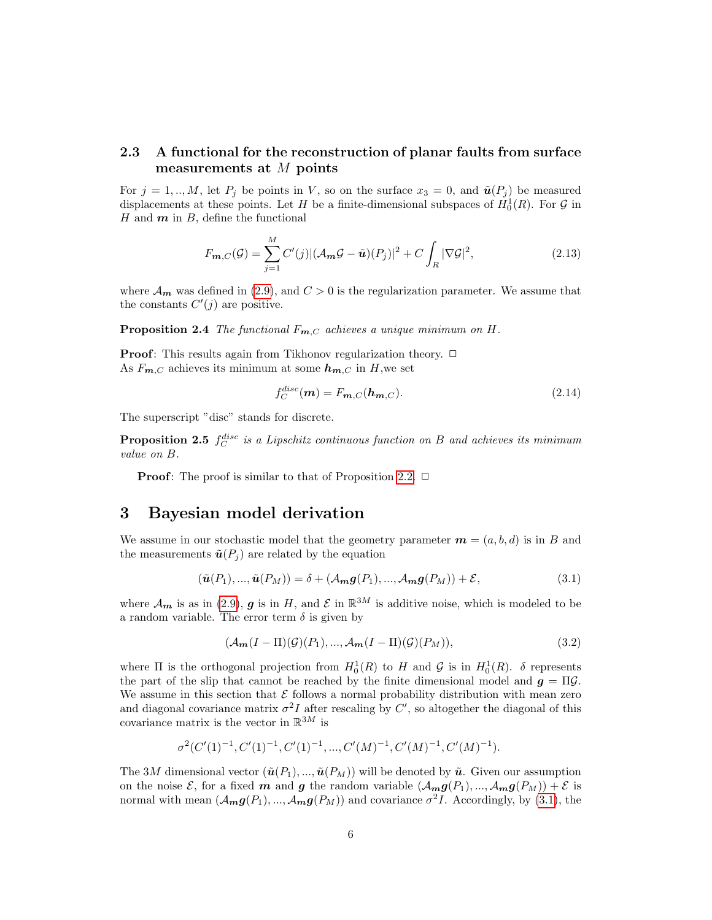### 2.3 A functional for the reconstruction of planar faults from surface measurements at $M$ points

For $j = 1, .., M$, let $P_j$ be points in $V$, so on the surface $x_3 = 0$, and $\tilde{\boldsymbol{u}}(P_j)$ be measured displacements at these points. Let $H$ be a finite-dimensional subspaces of $H^1_0(R)$. For $\mathcal{G}$ in $H$ and $\boldsymbol{m}$ in $B$, define the functional

$$F_{\boldsymbol{m},C}(\mathcal{G}) = \sum_{j=1}^{M} C'(j) |(\mathcal{A}_{\boldsymbol{m}}\mathcal{G} - \tilde{\boldsymbol{u}})(P_j)|^2 + C \int_R |\nabla \mathcal{G}|^2, \tag{2.13}$$

where $\mathcal{A}_{\boldsymbol{m}}$ was defined in (2.9), and $C > 0$ is the regularization parameter. We assume that the constants $C'(j)$ are positive.

**Proposition 2.4** *The functional $F_{\boldsymbol{m},C}$ achieves a unique minimum on $H$.*

**Proof**: This results again from Tikhonov regularization theory. □
As $F_{\boldsymbol{m},C}$ achieves its minimum at some $\boldsymbol{h}_{\boldsymbol{m},C}$ in $H$,we set

$$f_C^{disc}(\boldsymbol{m}) = F_{\boldsymbol{m},C}(\boldsymbol{h}_{\boldsymbol{m},C}). \tag{2.14}$$

The superscript "disc" stands for discrete.

**Proposition 2.5** *$f_C^{disc}$ is a Lipschitz continuous function on $B$ and achieves its minimum value on $B$.*

**Proof**: The proof is similar to that of Proposition 2.2. □

## 3 Bayesian model derivation

We assume in our stochastic model that the geometry parameter $\boldsymbol{m} = (a, b, d)$ is in $B$ and the measurements $\tilde{\boldsymbol{u}}(P_j)$ are related by the equation

$$(\tilde{\boldsymbol{u}}(P_1), ..., \tilde{\boldsymbol{u}}(P_M)) = \delta + (\mathcal{A}_{\boldsymbol{m}}\boldsymbol{g}(P_1), ..., \mathcal{A}_{\boldsymbol{m}}\boldsymbol{g}(P_M)) + \mathcal{E}, \tag{3.1}$$

where $\mathcal{A}_{\boldsymbol{m}}$ is as in (2.9), $\boldsymbol{g}$ is in $H$, and $\mathcal{E}$ in $\mathbb{R}^{3M}$ is additive noise, which is modeled to be a random variable. The error term $\delta$ is given by

$$(\mathcal{A}_{\boldsymbol{m}}(I - \Pi)(\mathcal{G})(P_1), ..., \mathcal{A}_{\boldsymbol{m}}(I - \Pi)(\mathcal{G})(P_M)), \tag{3.2}$$

where $\Pi$ is the orthogonal projection from $H^1_0(R)$ to $H$ and $\mathcal{G}$ is in $H^1_0(R)$. $\delta$ represents the part of the slip that cannot be reached by the finite dimensional model and $\boldsymbol{g} = \Pi\mathcal{G}$. We assume in this section that $\mathcal{E}$ follows a normal probability distribution with mean zero and diagonal covariance matrix $\sigma^2 I$ after rescaling by $C'$, so altogether the diagonal of this covariance matrix is the vector in $\mathbb{R}^{3M}$ is

$$\sigma^2(C'(1)^{-1}, C'(1)^{-1}, C'(1)^{-1}, ..., C'(M)^{-1}, C'(M)^{-1}, C'(M)^{-1}).$$

The $3M$ dimensional vector $(\tilde{\boldsymbol{u}}(P_1), ..., \tilde{\boldsymbol{u}}(P_M))$ will be denoted by $\tilde{\boldsymbol{u}}$. Given our assumption on the noise $\mathcal{E}$, for a fixed $\boldsymbol{m}$ and $\boldsymbol{g}$ the random variable $(\mathcal{A}_{\boldsymbol{m}}\boldsymbol{g}(P_1), ..., \mathcal{A}_{\boldsymbol{m}}\boldsymbol{g}(P_M)) + \mathcal{E}$ is normal with mean $(\mathcal{A}_{\boldsymbol{m}}\boldsymbol{g}(P_1), ..., \mathcal{A}_{\boldsymbol{m}}\boldsymbol{g}(P_M))$ and covariance $\sigma^2 I$. Accordingly, by (3.1), the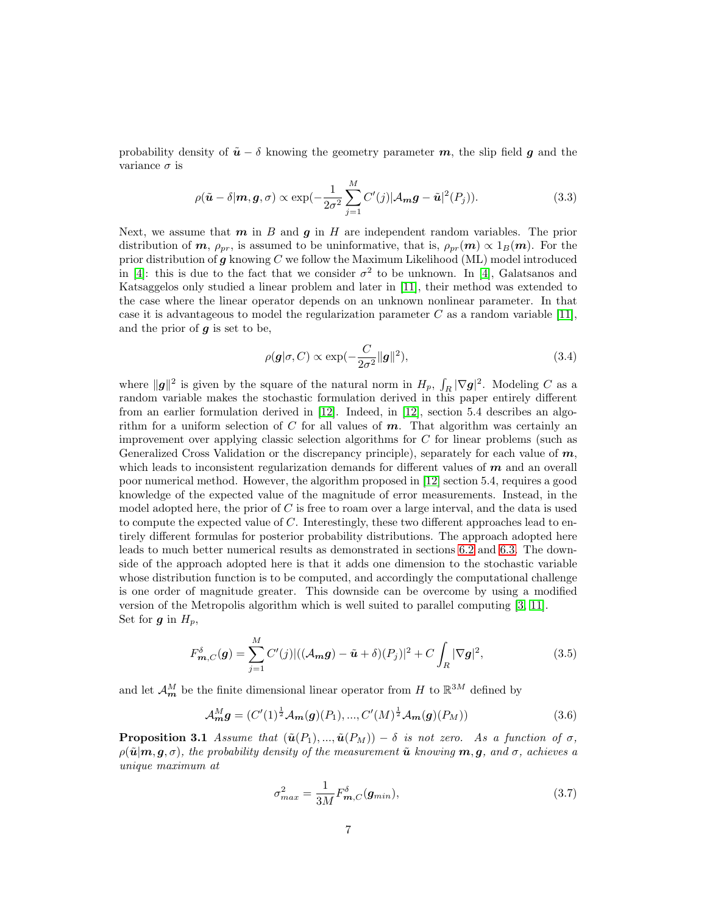probability density of $\tilde{\boldsymbol{u}} - \delta$ knowing the geometry parameter $\boldsymbol{m}$, the slip field $\boldsymbol{g}$ and the variance $\sigma$ is

$$\rho(\tilde{\boldsymbol{u}} - \delta | \boldsymbol{m}, \boldsymbol{g}, \sigma) \propto \exp(-\frac{1}{2\sigma^2} \sum_{j=1}^{M} C'(j) |\mathcal{A}_{\boldsymbol{m}} \boldsymbol{g} - \tilde{\boldsymbol{u}}|^2 (P_j)). \tag{3.3}$$

Next, we assume that $\boldsymbol{m}$ in $B$ and $\boldsymbol{g}$ in $H$ are independent random variables. The prior distribution of $\boldsymbol{m}$, $\rho_{pr}$, is assumed to be uninformative, that is, $\rho_{pr}(\boldsymbol{m}) \propto 1_B(\boldsymbol{m})$. For the prior distribution of $\boldsymbol{g}$ knowing $C$ we follow the Maximum Likelihood (ML) model introduced in [4]: this is due to the fact that we consider $\sigma^2$ to be unknown. In [4], Galatsanos and Katsaggelos only studied a linear problem and later in [11], their method was extended to the case where the linear operator depends on an unknown nonlinear parameter. In that case it is advantageous to model the regularization parameter $C$ as a random variable [11], and the prior of $\boldsymbol{g}$ is set to be,

$$\rho(\boldsymbol{g} | \sigma, C) \propto \exp(-\frac{C}{2\sigma^2} \|\boldsymbol{g}\|^2), \tag{3.4}$$

where $\|\boldsymbol{g}\|^2$ is given by the square of the natural norm in $H_p$, $\int_R |\nabla \boldsymbol{g}|^2$. Modeling $C$ as a random variable makes the stochastic formulation derived in this paper entirely different from an earlier formulation derived in [12]. Indeed, in [12], section 5.4 describes an algorithm for a uniform selection of $C$ for all values of $\boldsymbol{m}$. That algorithm was certainly an improvement over applying classic selection algorithms for $C$ for linear problems (such as Generalized Cross Validation or the discrepancy principle), separately for each value of $\boldsymbol{m}$, which leads to inconsistent regularization demands for different values of $\boldsymbol{m}$ and an overall poor numerical method. However, the algorithm proposed in [12] section 5.4, requires a good knowledge of the expected value of the magnitude of error measurements. Instead, in the model adopted here, the prior of $C$ is free to roam over a large interval, and the data is used to compute the expected value of $C$. Interestingly, these two different approaches lead to entirely different formulas for posterior probability distributions. The approach adopted here leads to much better numerical results as demonstrated in sections 6.2 and 6.3. The downside of the approach adopted here is that it adds one dimension to the stochastic variable whose distribution function is to be computed, and accordingly the computational challenge is one order of magnitude greater. This downside can be overcome by using a modified version of the Metropolis algorithm which is well suited to parallel computing [3, 11].
Set for $\boldsymbol{g}$ in $H_p$,

$$F^{\delta}_{\boldsymbol{m},C}(\boldsymbol{g}) = \sum_{j=1}^{M} C'(j) |((\mathcal{A}_{\boldsymbol{m}} \boldsymbol{g}) - \tilde{\boldsymbol{u}} + \delta)(P_j)|^2 + C \int_R |\nabla \boldsymbol{g}|^2, \tag{3.5}$$

and let $\mathcal{A}^M_{\boldsymbol{m}}$ be the finite dimensional linear operator from $H$ to $\mathbb{R}^{3M}$ defined by

$$\mathcal{A}^M_{\boldsymbol{m}} \boldsymbol{g} = (C'(1)^{\frac{1}{2}} \mathcal{A}_{\boldsymbol{m}}(\boldsymbol{g})(P_1), ..., C'(M)^{\frac{1}{2}} \mathcal{A}_{\boldsymbol{m}}(\boldsymbol{g})(P_M)) \tag{3.6}$$

**Proposition 3.1** *Assume that $(\tilde{\boldsymbol{u}}(P_1), ..., \tilde{\boldsymbol{u}}(P_M)) - \delta$ is not zero. As a function of $\sigma$, $\rho(\tilde{\boldsymbol{u}} | \boldsymbol{m}, \boldsymbol{g}, \sigma)$, the probability density of the measurement $\tilde{\boldsymbol{u}}$ knowing $\boldsymbol{m}, \boldsymbol{g}$, and $\sigma$, achieves a unique maximum at*

$$\sigma^2_{max} = \frac{1}{3M} F^{\delta}_{\boldsymbol{m},C}(\boldsymbol{g}_{min}), \tag{3.7}$$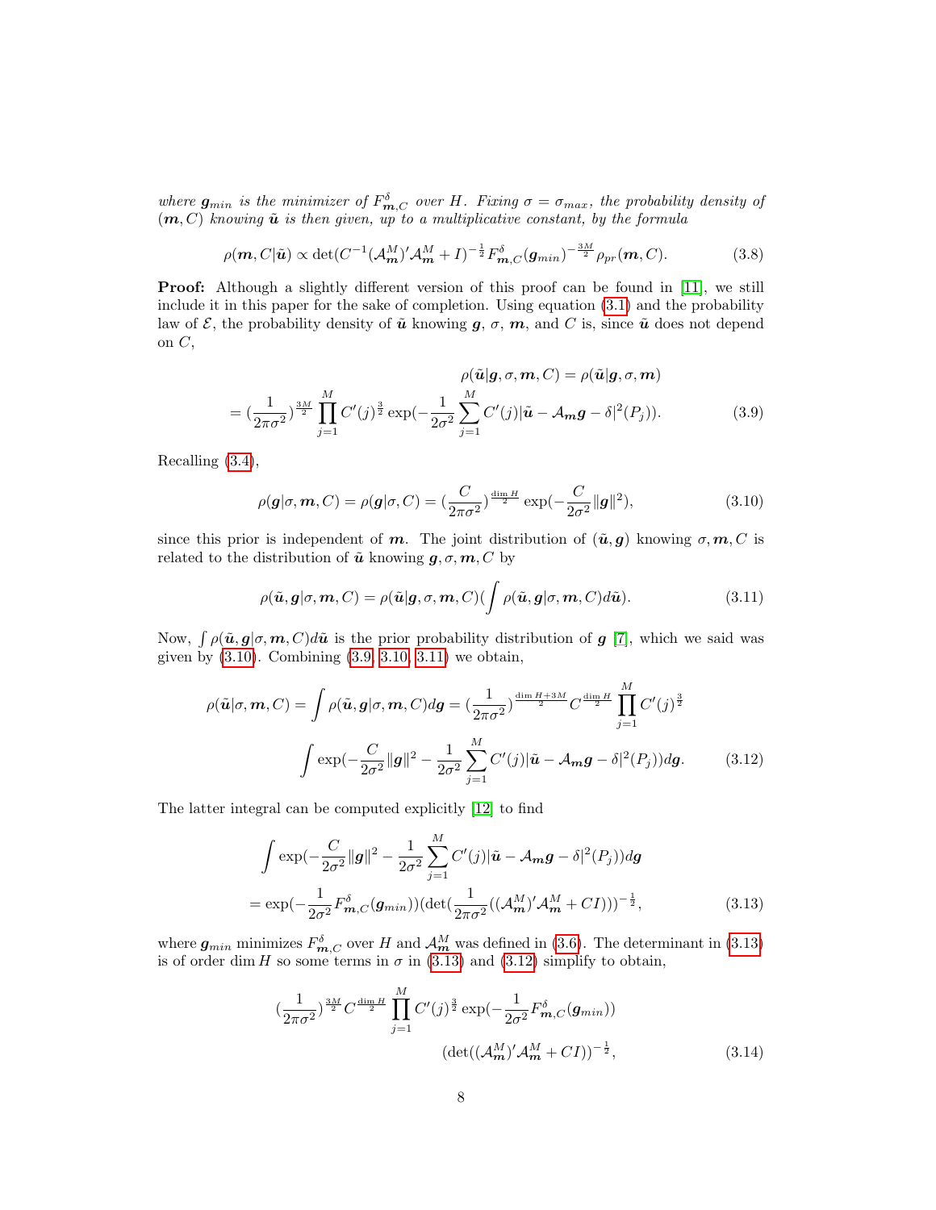*where $\boldsymbol{g}_{min}$ is the minimizer of $F^{\delta}_{\boldsymbol{m},C}$ over $H$. Fixing $\sigma = \sigma_{max}$, the probability density of $(\boldsymbol{m}, C)$ knowing $\tilde{\boldsymbol{u}}$ is then given, up to a multiplicative constant, by the formula*

$$\rho(\boldsymbol{m}, C|\tilde{\boldsymbol{u}}) \propto \det(C^{-1}(\mathcal{A}^M_{\boldsymbol{m}})'\mathcal{A}^M_{\boldsymbol{m}} + I)^{-\frac{1}{2}} F^{\delta}_{\boldsymbol{m},C}(\boldsymbol{g}_{min})^{-\frac{3M}{2}} \rho_{pr}(\boldsymbol{m}, C). \tag{3.8}$$

**Proof:** Although a slightly different version of this proof can be found in [11], we still include it in this paper for the sake of completion. Using equation (3.1) and the probability law of $\mathcal{E}$, the probability density of $\tilde{\boldsymbol{u}}$ knowing $\boldsymbol{g}$, $\sigma$, $\boldsymbol{m}$, and $C$ is, since $\tilde{\boldsymbol{u}}$ does not depend on $C$,

$$\rho(\tilde{\boldsymbol{u}}|\boldsymbol{g}, \sigma, \boldsymbol{m}, C) = \rho(\tilde{\boldsymbol{u}}|\boldsymbol{g}, \sigma, \boldsymbol{m})$$
$$= (\frac{1}{2\pi\sigma^2})^{\frac{3M}{2}} \prod_{j=1}^{M} C'(j)^{\frac{3}{2}} \exp(-\frac{1}{2\sigma^2}\sum_{j=1}^{M} C'(j)|\tilde{\boldsymbol{u}} - \mathcal{A}_{\boldsymbol{m}}\boldsymbol{g} - \delta|^2(P_j)). \tag{3.9}$$

Recalling (3.4),

$$\rho(\boldsymbol{g}|\sigma, \boldsymbol{m}, C) = \rho(\boldsymbol{g}|\sigma, C) = (\frac{C}{2\pi\sigma^2})^{\frac{\dim H}{2}} \exp(-\frac{C}{2\sigma^2}\|\boldsymbol{g}\|^2), \tag{3.10}$$

since this prior is independent of $\boldsymbol{m}$. The joint distribution of $(\tilde{\boldsymbol{u}}, \boldsymbol{g})$ knowing $\sigma, \boldsymbol{m}, C$ is related to the distribution of $\tilde{\boldsymbol{u}}$ knowing $\boldsymbol{g}, \sigma, \boldsymbol{m}, C$ by

$$\rho(\tilde{\boldsymbol{u}}, \boldsymbol{g}|\sigma, \boldsymbol{m}, C) = \rho(\tilde{\boldsymbol{u}}|\boldsymbol{g}, \sigma, \boldsymbol{m}, C)(\int \rho(\tilde{\boldsymbol{u}}, \boldsymbol{g}|\sigma, \boldsymbol{m}, C)d\tilde{\boldsymbol{u}}). \tag{3.11}$$

Now, $\int \rho(\tilde{\boldsymbol{u}}, \boldsymbol{g}|\sigma, \boldsymbol{m}, C)d\tilde{\boldsymbol{u}}$ is the prior probability distribution of $\boldsymbol{g}$ [7], which we said was given by (3.10). Combining (3.9, 3.10, 3.11) we obtain,

$$\rho(\tilde{\boldsymbol{u}}|\sigma, \boldsymbol{m}, C) = \int \rho(\tilde{\boldsymbol{u}}, \boldsymbol{g}|\sigma, \boldsymbol{m}, C)d\boldsymbol{g} = (\frac{1}{2\pi\sigma^2})^{\frac{\dim H + 3M}{2}} C^{\frac{\dim H}{2}} \prod_{j=1}^{M} C'(j)^{\frac{3}{2}}$$
$$\int \exp(-\frac{C}{2\sigma^2}\|\boldsymbol{g}\|^2 - \frac{1}{2\sigma^2}\sum_{j=1}^{M} C'(j)|\tilde{\boldsymbol{u}} - \mathcal{A}_{\boldsymbol{m}}\boldsymbol{g} - \delta|^2(P_j))d\boldsymbol{g}. \tag{3.12}$$

The latter integral can be computed explicitly [12] to find

$$\int \exp(-\frac{C}{2\sigma^2}\|\boldsymbol{g}\|^2 - \frac{1}{2\sigma^2}\sum_{j=1}^{M} C'(j)|\tilde{\boldsymbol{u}} - \mathcal{A}_{\boldsymbol{m}}\boldsymbol{g} - \delta|^2(P_j))d\boldsymbol{g}$$
$$= \exp(-\frac{1}{2\sigma^2}F^{\delta}_{\boldsymbol{m},C}(\boldsymbol{g}_{min}))(\det(\frac{1}{2\pi\sigma^2}((\mathcal{A}^M_{\boldsymbol{m}})'\mathcal{A}^M_{\boldsymbol{m}} + CI)))^{-\frac{1}{2}}, \tag{3.13}$$

where $\boldsymbol{g}_{min}$ minimizes $F^{\delta}_{\boldsymbol{m},C}$ over $H$ and $\mathcal{A}^M_{\boldsymbol{m}}$ was defined in (3.6). The determinant in (3.13) is of order $\dim H$ so some terms in $\sigma$ in (3.13) and (3.12) simplify to obtain,

$$(\frac{1}{2\pi\sigma^2})^{\frac{3M}{2}} C^{\frac{\dim H}{2}} \prod_{j=1}^{M} C'(j)^{\frac{3}{2}} \exp(-\frac{1}{2\sigma^2}F^{\delta}_{\boldsymbol{m},C}(\boldsymbol{g}_{min}))$$
$$(\det((\mathcal{A}^M_{\boldsymbol{m}})'\mathcal{A}^M_{\boldsymbol{m}} + CI))^{-\frac{1}{2}}, \tag{3.14}$$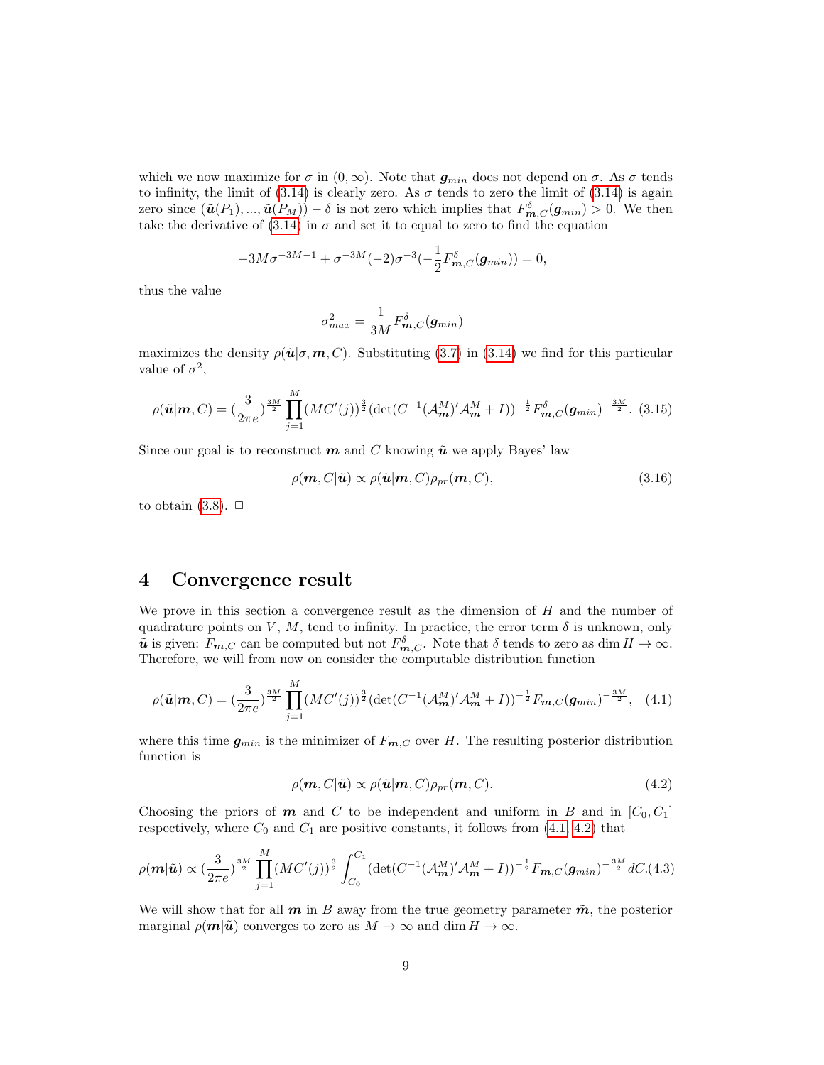which we now maximize for $\sigma$ in $(0, \infty)$. Note that $\boldsymbol{g}_{min}$ does not depend on $\sigma$. As $\sigma$ tends to infinity, the limit of (3.14) is clearly zero. As $\sigma$ tends to zero the limit of (3.14) is again zero since $(\tilde{\boldsymbol{u}}(P_1), ..., \tilde{\boldsymbol{u}}(P_M)) - \delta$ is not zero which implies that $F^{\delta}_{\boldsymbol{m},C}(\boldsymbol{g}_{min}) > 0$. We then take the derivative of (3.14) in $\sigma$ and set it to equal to zero to find the equation

$$-3M\sigma^{-3M-1} + \sigma^{-3M}(-2)\sigma^{-3}(-\frac{1}{2}F^{\delta}_{\boldsymbol{m},C}(\boldsymbol{g}_{min})) = 0,$$

thus the value

$$\sigma^2_{max} = \frac{1}{3M}F^{\delta}_{\boldsymbol{m},C}(\boldsymbol{g}_{min})$$

maximizes the density $\rho(\tilde{\boldsymbol{u}}|\sigma, \boldsymbol{m}, C)$. Substituting (3.7) in (3.14) we find for this particular value of $\sigma^2$,

$$\rho(\tilde{\boldsymbol{u}}|\boldsymbol{m}, C) = (\frac{3}{2\pi e})^{\frac{3M}{2}} \prod_{j=1}^{M} (MC'(j))^{\frac{3}{2}} (\det(C^{-1}(\mathcal{A}^M_{\boldsymbol{m}})'\mathcal{A}^M_{\boldsymbol{m}} + I))^{-\frac{1}{2}} F^{\delta}_{\boldsymbol{m},C}(\boldsymbol{g}_{min})^{-\frac{3M}{2}}. \quad (3.15)$$

Since our goal is to reconstruct $\boldsymbol{m}$ and $C$ knowing $\tilde{\boldsymbol{u}}$ we apply Bayes' law

$$\rho(\boldsymbol{m}, C|\tilde{\boldsymbol{u}}) \propto \rho(\tilde{\boldsymbol{u}}|\boldsymbol{m}, C)\rho_{pr}(\boldsymbol{m}, C), \quad (3.16)$$

to obtain (3.8). $\square$

# 4 Convergence result

We prove in this section a convergence result as the dimension of $H$ and the number of quadrature points on $V$, $M$, tend to infinity. In practice, the error term $\delta$ is unknown, only $\tilde{\boldsymbol{u}}$ is given: $F_{\boldsymbol{m},C}$ can be computed but not $F^{\delta}_{\boldsymbol{m},C}$. Note that $\delta$ tends to zero as $\dim H \to \infty$. Therefore, we will from now on consider the computable distribution function

$$\rho(\tilde{\boldsymbol{u}}|\boldsymbol{m}, C) = (\frac{3}{2\pi e})^{\frac{3M}{2}} \prod_{j=1}^{M} (MC'(j))^{\frac{3}{2}} (\det(C^{-1}(\mathcal{A}^M_{\boldsymbol{m}})'\mathcal{A}^M_{\boldsymbol{m}} + I))^{-\frac{1}{2}} F_{\boldsymbol{m},C}(\boldsymbol{g}_{min})^{-\frac{3M}{2}}, \quad (4.1)$$

where this time $\boldsymbol{g}_{min}$ is the minimizer of $F_{\boldsymbol{m},C}$ over $H$. The resulting posterior distribution function is

$$\rho(\boldsymbol{m}, C|\tilde{\boldsymbol{u}}) \propto \rho(\tilde{\boldsymbol{u}}|\boldsymbol{m}, C)\rho_{pr}(\boldsymbol{m}, C). \quad (4.2)$$

Choosing the priors of $\boldsymbol{m}$ and $C$ to be independent and uniform in $B$ and in $[C_0, C_1]$ respectively, where $C_0$ and $C_1$ are positive constants, it follows from (4.1, 4.2) that

$$\rho(\boldsymbol{m}|\tilde{\boldsymbol{u}}) \propto (\frac{3}{2\pi e})^{\frac{3M}{2}} \prod_{j=1}^{M} (MC'(j))^{\frac{3}{2}} \int_{C_0}^{C_1} (\det(C^{-1}(\mathcal{A}^M_{\boldsymbol{m}})'\mathcal{A}^M_{\boldsymbol{m}} + I))^{-\frac{1}{2}} F_{\boldsymbol{m},C}(\boldsymbol{g}_{min})^{-\frac{3M}{2}} dC. \quad (4.3)$$

We will show that for all $\boldsymbol{m}$ in $B$ away from the true geometry parameter $\tilde{\boldsymbol{m}}$, the posterior marginal $\rho(\boldsymbol{m}|\tilde{\boldsymbol{u}})$ converges to zero as $M \to \infty$ and $\dim H \to \infty$.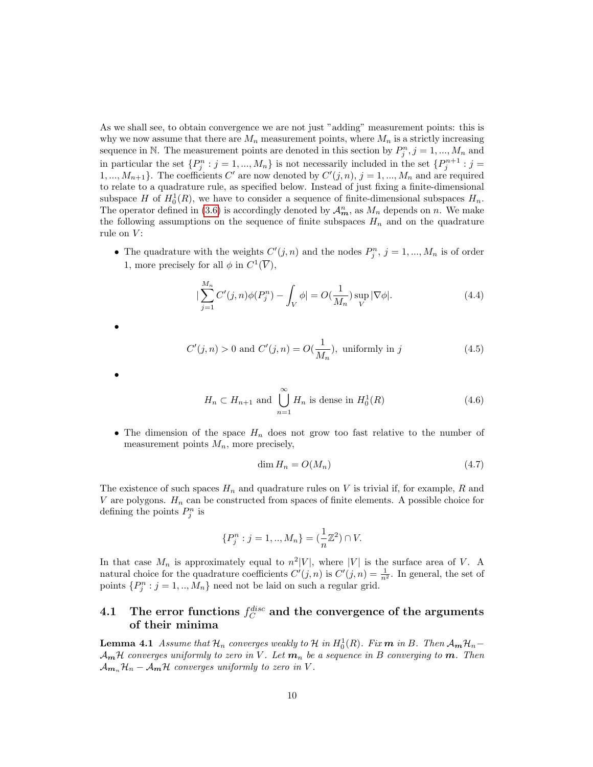As we shall see, to obtain convergence we are not just "adding" measurement points: this is why we now assume that there are $M_n$ measurement points, where $M_n$ is a strictly increasing sequence in $\mathbb{N}$. The measurement points are denoted in this section by $P_j^n, j = 1, ..., M_n$ and in particular the set $\{P_j^n : j = 1, ..., M_n\}$ is not necessarily included in the set $\{P_j^{n+1} : j = 1, ..., M_{n+1}\}$. The coefficients $C'$ are now denoted by $C'(j, n)$, $j = 1, ..., M_n$ and are required to relate to a quadrature rule, as specified below. Instead of just fixing a finite-dimensional subspace $H$ of $H_0^1(R)$, we have to consider a sequence of finite-dimensional subspaces $H_n$. The operator defined in (3.6) is accordingly denoted by $\mathcal{A}_{\boldsymbol{m}}^n$, as $M_n$ depends on $n$. We make the following assumptions on the sequence of finite subspaces $H_n$ and on the quadrature rule on $V$:

- The quadrature with the weights $C'(j, n)$ and the nodes $P_j^n$, $j = 1, ..., M_n$ is of order 1, more precisely for all $\phi$ in $C^1(\overline{V})$,

$$|\sum_{j=1}^{M_n} C'(j,n)\phi(P_j^n) - \int_V \phi| = O(\frac{1}{M_n}) \sup_V |\nabla \phi|. \tag{4.4}$$

- $$C'(j,n) > 0 \text{ and } C'(j,n) = O(\frac{1}{M_n}), \text{ uniformly in } j \tag{4.5}$$

- $$H_n \subset H_{n+1} \text{ and } \bigcup_{n=1}^{\infty} H_n \text{ is dense in } H_0^1(R) \tag{4.6}$$

- The dimension of the space $H_n$ does not grow too fast relative to the number of measurement points $M_n$, more precisely,

$$\dim H_n = O(M_n) \tag{4.7}$$

The existence of such spaces $H_n$ and quadrature rules on $V$ is trivial if, for example, $R$ and $V$ are polygons. $H_n$ can be constructed from spaces of finite elements. A possible choice for defining the points $P_j^n$ is

$$\{P_j^n : j = 1, .., M_n\} = (\frac{1}{n}\mathbb{Z}^2) \cap V.$$

In that case $M_n$ is approximately equal to $n^2|V|$, where $|V|$ is the surface area of $V$. A natural choice for the quadrature coefficients $C'(j,n)$ is $C'(j,n) = \frac{1}{n^2}$. In general, the set of points $\{P_j^n : j = 1, .., M_n\}$ need not be laid on such a regular grid.

## 4.1 The error functions $f_C^{disc}$ and the convergence of the arguments of their minima

**Lemma 4.1** *Assume that $\mathcal{H}_n$ converges weakly to $\mathcal{H}$ in $H_0^1(R)$. Fix $\boldsymbol{m}$ in $B$. Then $\mathcal{A}_{\boldsymbol{m}}\mathcal{H}_n - \mathcal{A}_{\boldsymbol{m}}\mathcal{H}$ converges uniformly to zero in $V$. Let $\boldsymbol{m}_n$ be a sequence in $B$ converging to $\boldsymbol{m}$. Then $\mathcal{A}_{\boldsymbol{m}_n}\mathcal{H}_n - \mathcal{A}_{\boldsymbol{m}}\mathcal{H}$ converges uniformly to zero in $V$.*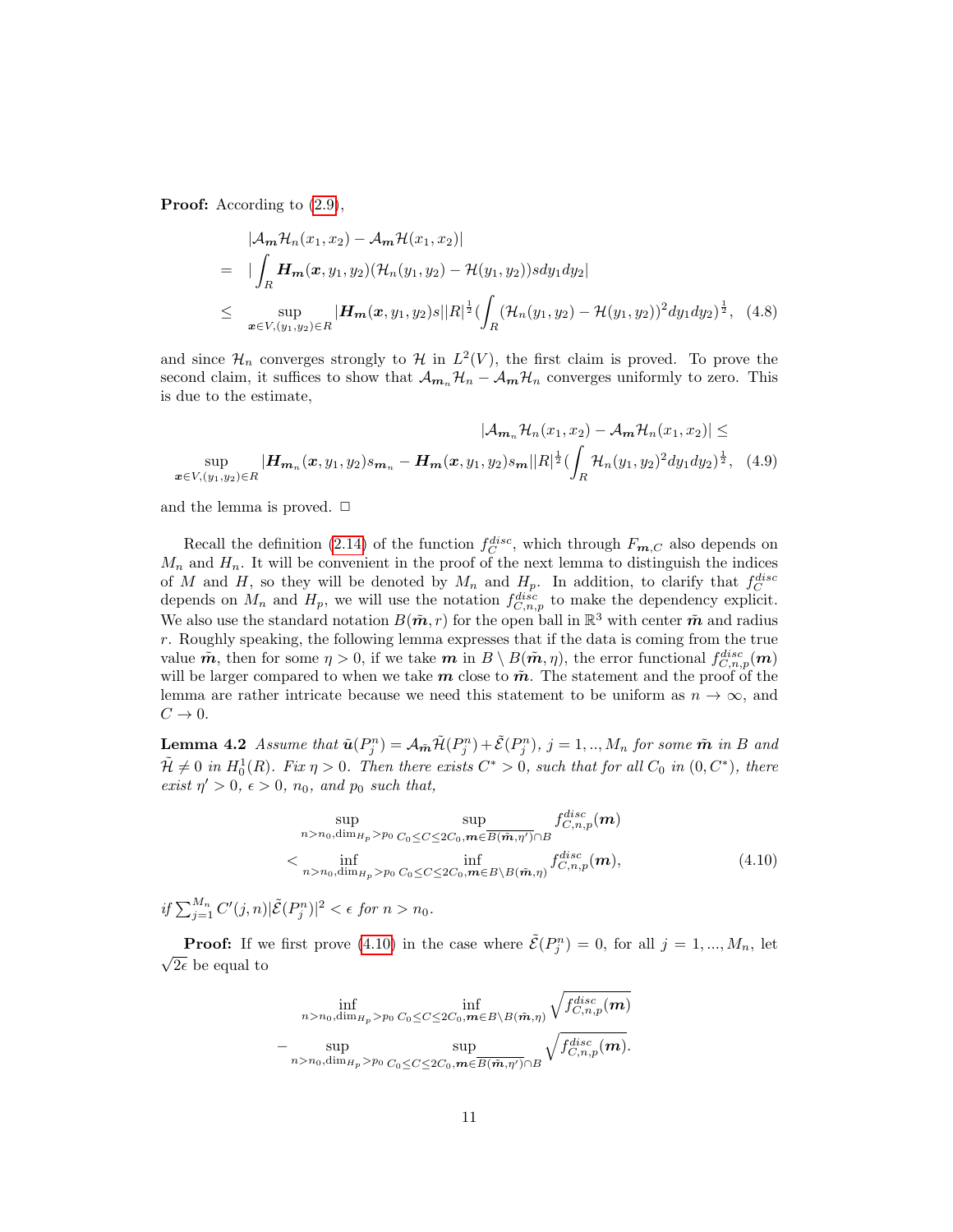**Proof:** According to (2.9),

$$
\begin{aligned}
& |\mathcal{A}_{\boldsymbol{m}}\mathcal{H}_n(x_1,x_2) - \mathcal{A}_{\boldsymbol{m}}\mathcal{H}(x_1,x_2)| \\
= \;& |\int_R \boldsymbol{H}_{\boldsymbol{m}}(\boldsymbol{x},y_1,y_2)(\mathcal{H}_n(y_1,y_2) - \mathcal{H}(y_1,y_2)) s dy_1 dy_2| \\
\leq \;& \sup_{\boldsymbol{x}\in V,(y_1,y_2)\in R} |\boldsymbol{H}_{\boldsymbol{m}}(\boldsymbol{x},y_1,y_2)s||R|^{\frac{1}{2}} (\int_R (\mathcal{H}_n(y_1,y_2) - \mathcal{H}(y_1,y_2))^2 dy_1 dy_2)^{\frac{1}{2}}, \quad (4.8)
\end{aligned}
$$

and since $\mathcal{H}_n$ converges strongly to $\mathcal{H}$ in $L^2(V)$, the first claim is proved. To prove the second claim, it suffices to show that $\mathcal{A}_{\boldsymbol{m}_n}\mathcal{H}_n - \mathcal{A}_{\boldsymbol{m}}\mathcal{H}_n$ converges uniformly to zero. This is due to the estimate,

$$
\begin{aligned}
& |\mathcal{A}_{\boldsymbol{m}_n}\mathcal{H}_n(x_1,x_2) - \mathcal{A}_{\boldsymbol{m}}\mathcal{H}_n(x_1,x_2)| \leq \\
& \sup_{\boldsymbol{x}\in V,(y_1,y_2)\in R} |\boldsymbol{H}_{\boldsymbol{m}_n}(\boldsymbol{x},y_1,y_2)s_{\boldsymbol{m}_n} - \boldsymbol{H}_{\boldsymbol{m}}(\boldsymbol{x},y_1,y_2)s_{\boldsymbol{m}}||R|^{\frac{1}{2}} (\int_R \mathcal{H}_n(y_1,y_2)^2 dy_1 dy_2)^{\frac{1}{2}}, \quad (4.9)
\end{aligned}
$$

and the lemma is proved. □

Recall the definition (2.14) of the function $f_C^{disc}$, which through $F_{\boldsymbol{m},C}$ also depends on $M_n$ and $H_n$. It will be convenient in the proof of the next lemma to distinguish the indices of $M$ and $H$, so they will be denoted by $M_n$ and $H_p$. In addition, to clarify that $f_C^{disc}$ depends on $M_n$ and $H_p$, we will use the notation $f_{C,n,p}^{disc}$ to make the dependency explicit. We also use the standard notation $B(\tilde{\boldsymbol{m}}, r)$ for the open ball in $\mathbb{R}^3$ with center $\tilde{\boldsymbol{m}}$ and radius $r$. Roughly speaking, the following lemma expresses that if the data is coming from the true value $\tilde{\boldsymbol{m}}$, then for some $\eta > 0$, if we take $\boldsymbol{m}$ in $B \setminus B(\tilde{\boldsymbol{m}}, \eta)$, the error functional $f_{C,n,p}^{disc}(\boldsymbol{m})$ will be larger compared to when we take $\boldsymbol{m}$ close to $\tilde{\boldsymbol{m}}$. The statement and the proof of the lemma are rather intricate because we need this statement to be uniform as $n \to \infty$, and $C \to 0$.

**Lemma 4.2** *Assume that $\tilde{\boldsymbol{u}}(P_j^n) = \mathcal{A}_{\tilde{\boldsymbol{m}}}\tilde{\mathcal{H}}(P_j^n) + \tilde{\mathcal{E}}(P_j^n)$, $j = 1,..,M_n$ for some $\tilde{\boldsymbol{m}}$ in $B$ and $\tilde{\mathcal{H}} \neq 0$ in $H_0^1(R)$. Fix $\eta > 0$. Then there exists $C^* > 0$, such that for all $C_0$ in $(0, C^*)$, there exist $\eta' > 0$, $\epsilon > 0$, $n_0$, and $p_0$ such that,*

$$
\begin{aligned}
& \sup_{n>n_0, \dim_{H_p} > p_0} \; \sup_{C_0 \leq C \leq 2C_0, \boldsymbol{m} \in \overline{B(\tilde{\boldsymbol{m}}, \eta')} \cap B} f_{C,n,p}^{disc}(\boldsymbol{m}) \\
& < \inf_{n>n_0, \dim_{H_p} > p_0} \; \inf_{C_0 \leq C \leq 2C_0, \boldsymbol{m} \in B \setminus B(\tilde{\boldsymbol{m}}, \eta)} f_{C,n,p}^{disc}(\boldsymbol{m}), \quad (4.10)
\end{aligned}
$$

*if $\sum_{j=1}^{M_n} C'(j,n)|\tilde{\mathcal{E}}(P_j^n)|^2 < \epsilon$ for $n > n_0$.*

**Proof:** If we first prove (4.10) in the case where $\tilde{\mathcal{E}}(P_j^n) = 0$, for all $j = 1, ..., M_n$, let $\sqrt{2\epsilon}$ be equal to

$$
\begin{aligned}
& \inf_{n>n_0, \dim_{H_p} > p_0} \; \inf_{C_0 \leq C \leq 2C_0, \boldsymbol{m} \in B \setminus B(\tilde{\boldsymbol{m}}, \eta)} \sqrt{f_{C,n,p}^{disc}(\boldsymbol{m})} \\
& - \sup_{n>n_0, \dim_{H_p} > p_0} \; \sup_{C_0 \leq C \leq 2C_0, \boldsymbol{m} \in \overline{B(\tilde{\boldsymbol{m}}, \eta')} \cap B} \sqrt{f_{C,n,p}^{disc}(\boldsymbol{m})}.
\end{aligned}
$$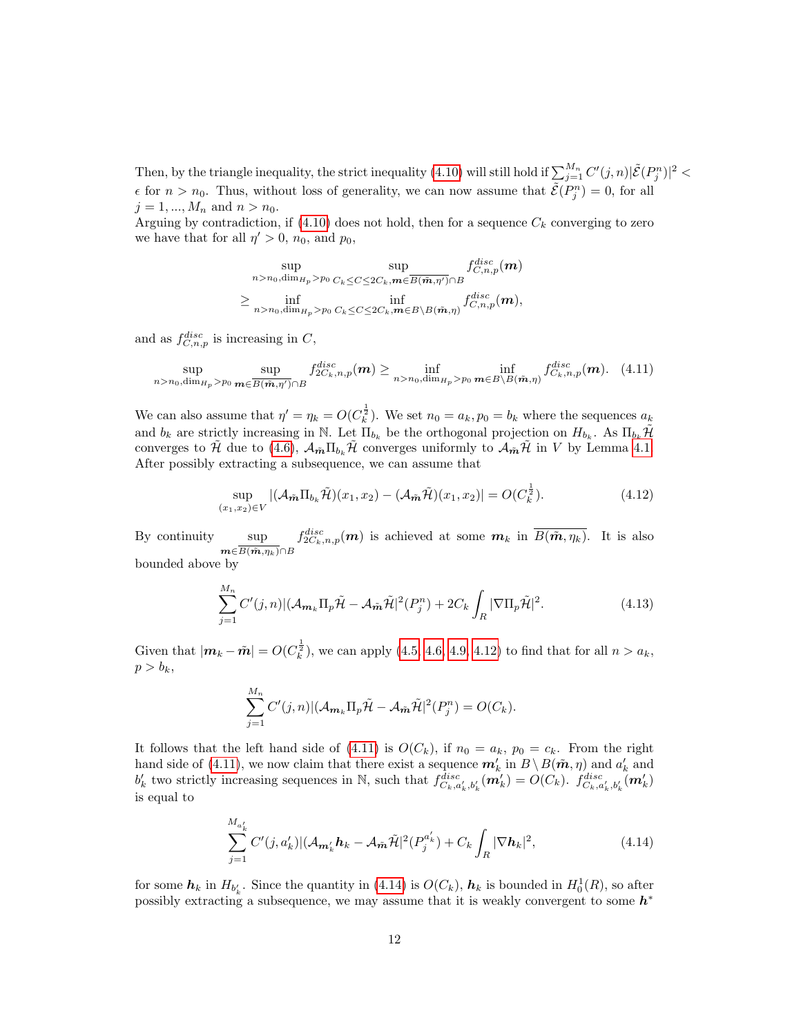Then, by the triangle inequality, the strict inequality (4.10) will still hold if $\sum_{j=1}^{M_n} C'(j,n)|\tilde{\mathcal{E}}(P_j^n)|^2 < \epsilon$ for $n > n_0$. Thus, without loss of generality, we can now assume that $\tilde{\mathcal{E}}(P_j^n) = 0$, for all $j = 1, ..., M_n$ and $n > n_0$.

Arguing by contradiction, if (4.10) does not hold, then for a sequence $C_k$ converging to zero we have that for all $\eta' > 0$, $n_0$, and $p_0$,

$$
\begin{aligned}
&\sup_{n>n_0, \dim_{H_p} > p_0} \; \sup_{C_k \le C \le 2C_k, \boldsymbol{m} \in \overline{B(\tilde{\boldsymbol{m}}, \eta')} \cap B} f^{disc}_{C,n,p}(\boldsymbol{m}) \\
&\geq \inf_{n>n_0, \dim_{H_p} > p_0} \; \inf_{C_k \le C \le 2C_k, \boldsymbol{m} \in B \setminus B(\tilde{\boldsymbol{m}}, \eta)} f^{disc}_{C,n,p}(\boldsymbol{m}),
\end{aligned}
$$

and as $f^{disc}_{C,n,p}$ is increasing in $C$,

$$
\sup_{n>n_0, \dim_{H_p} > p_0} \; \sup_{\boldsymbol{m} \in \overline{B(\tilde{\boldsymbol{m}}, \eta')} \cap B} f^{disc}_{2C_k,n,p}(\boldsymbol{m}) \geq \inf_{n>n_0, \dim_{H_p} > p_0} \; \inf_{\boldsymbol{m} \in B \setminus B(\tilde{\boldsymbol{m}}, \eta)} f^{disc}_{C_k,n,p}(\boldsymbol{m}). \quad (4.11)
$$

We can also assume that $\eta' = \eta_k = O(C_k^{\frac{1}{2}})$. We set $n_0 = a_k, p_0 = b_k$ where the sequences $a_k$ and $b_k$ are strictly increasing in $\mathbb{N}$. Let $\Pi_{b_k}$ be the orthogonal projection on $H_{b_k}$. As $\Pi_{b_k} \tilde{\mathcal{H}}$ converges to $\tilde{\mathcal{H}}$ due to (4.6), $\mathcal{A}_{\tilde{\boldsymbol{m}}} \Pi_{b_k} \tilde{\mathcal{H}}$ converges uniformly to $\mathcal{A}_{\tilde{\boldsymbol{m}}} \tilde{\mathcal{H}}$ in $V$ by Lemma 4.1. After possibly extracting a subsequence, we can assume that

$$
\sup_{(x_1,x_2) \in V} |(\mathcal{A}_{\tilde{\boldsymbol{m}}} \Pi_{b_k} \tilde{\mathcal{H}})(x_1,x_2) - (\mathcal{A}_{\tilde{\boldsymbol{m}}} \tilde{\mathcal{H}})(x_1,x_2)| = O(C_k^{\frac{1}{2}}). \quad (4.12)
$$

By continuity $\sup_{\boldsymbol{m} \in \overline{B(\tilde{\boldsymbol{m}}, \eta_k)} \cap B} f^{disc}_{2C_k,n,p}(\boldsymbol{m})$ is achieved at some $\boldsymbol{m}_k$ in $\overline{B(\tilde{\boldsymbol{m}}, \eta_k)}$. It is also bounded above by

$$
\sum_{j=1}^{M_n} C'(j,n)|(\mathcal{A}_{\boldsymbol{m}_k} \Pi_p \tilde{\mathcal{H}} - \mathcal{A}_{\tilde{\boldsymbol{m}}} \tilde{\mathcal{H}}|^2(P_j^n) + 2C_k \int_R |\nabla \Pi_p \tilde{\mathcal{H}}|^2. \quad (4.13)
$$

Given that $|\boldsymbol{m}_k - \tilde{\boldsymbol{m}}| = O(C_k^{\frac{1}{2}})$, we can apply (4.5, 4.6, 4.9, 4.12) to find that for all $n > a_k$, $p > b_k$,

$$
\sum_{j=1}^{M_n} C'(j,n)|(\mathcal{A}_{\boldsymbol{m}_k} \Pi_p \tilde{\mathcal{H}} - \mathcal{A}_{\tilde{\boldsymbol{m}}} \tilde{\mathcal{H}}|^2(P_j^n) = O(C_k).
$$

It follows that the left hand side of (4.11) is $O(C_k)$, if $n_0 = a_k$, $p_0 = c_k$. From the right hand side of (4.11), we now claim that there exist a sequence $\boldsymbol{m}'_k$ in $B \setminus B(\tilde{\boldsymbol{m}}, \eta)$ and $a'_k$ and $b'_k$ two strictly increasing sequences in $\mathbb{N}$, such that $f^{disc}_{C_k,a'_k,b'_k}(\boldsymbol{m}'_k) = O(C_k)$. $f^{disc}_{C_k,a'_k,b'_k}(\boldsymbol{m}'_k)$ is equal to

$$
\sum_{j=1}^{M_{a'_k}} C'(j,a'_k)|(\mathcal{A}_{\boldsymbol{m}'_k} \boldsymbol{h}_k - \mathcal{A}_{\tilde{\boldsymbol{m}}} \tilde{\mathcal{H}}|^2(P_j^{a'_k}) + C_k \int_R |\nabla \boldsymbol{h}_k|^2, \quad (4.14)
$$

for some $\boldsymbol{h}_k$ in $H_{b'_k}$. Since the quantity in (4.14) is $O(C_k)$, $\boldsymbol{h}_k$ is bounded in $H^1_0(R)$, so after possibly extracting a subsequence, we may assume that it is weakly convergent to some $\boldsymbol{h}^*$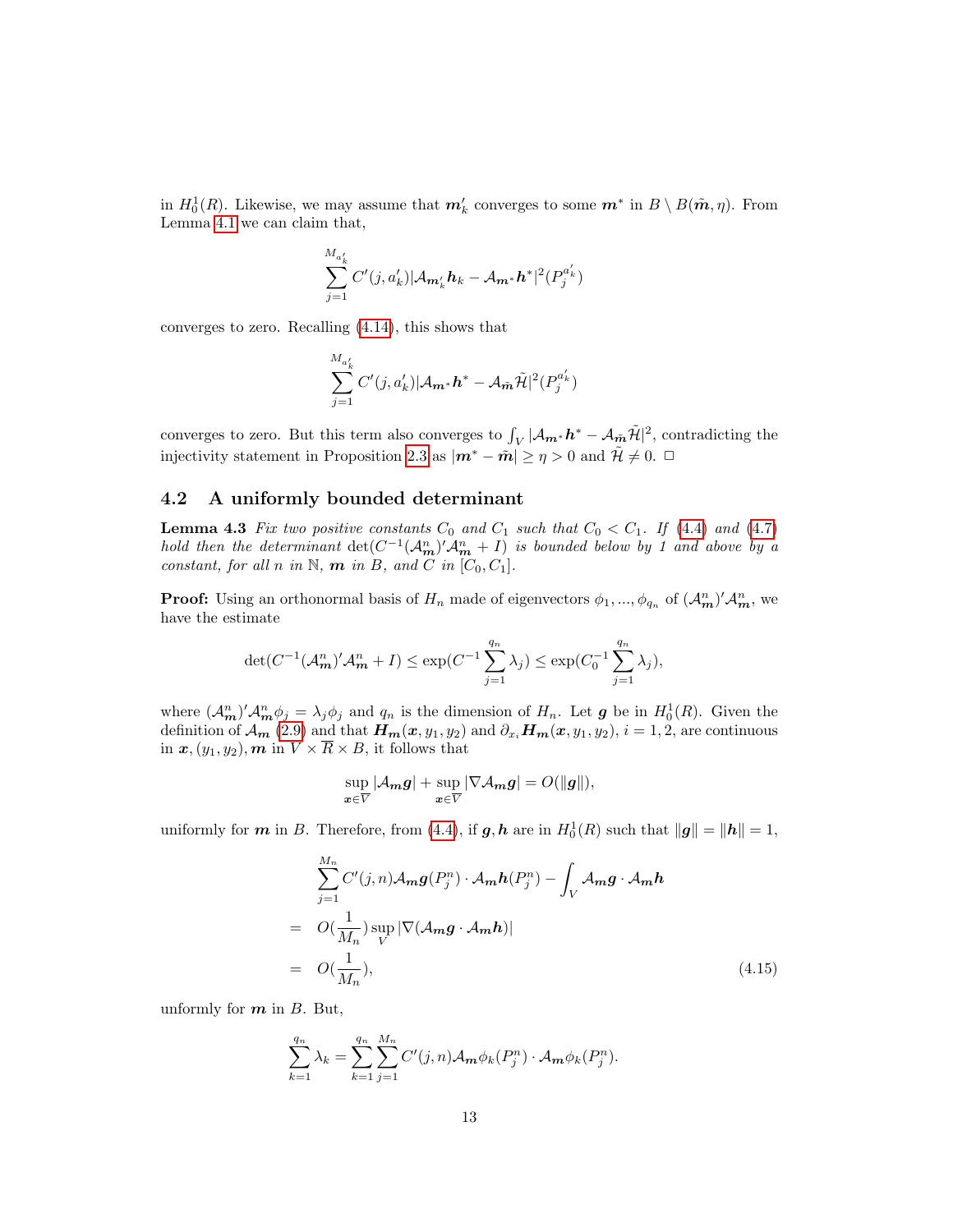in $H_0^1(R)$. Likewise, we may assume that $\boldsymbol{m}_k'$ converges to some $\boldsymbol{m}^*$ in $B \setminus B(\tilde{\boldsymbol{m}}, \eta)$. From Lemma 4.1 we can claim that,

$$\sum_{j=1}^{M_{a_k'}} C'(j, a_k') |\mathcal{A}_{\boldsymbol{m}_k'} \boldsymbol{h}_k - \mathcal{A}_{\boldsymbol{m}^*} \boldsymbol{h}^*|^2 (P_j^{a_k'})$$

converges to zero. Recalling (4.14), this shows that

$$\sum_{j=1}^{M_{a_k'}} C'(j, a_k') |\mathcal{A}_{\boldsymbol{m}^*} \boldsymbol{h}^* - \mathcal{A}_{\tilde{\boldsymbol{m}}} \tilde{\mathcal{H}}|^2 (P_j^{a_k'})$$

converges to zero. But this term also converges to $\int_V |\mathcal{A}_{\boldsymbol{m}^*} \boldsymbol{h}^* - \mathcal{A}_{\tilde{\boldsymbol{m}}} \tilde{\mathcal{H}}|^2$, contradicting the injectivity statement in Proposition 2.3 as $|\boldsymbol{m}^* - \tilde{\boldsymbol{m}}| \geq \eta > 0$ and $\tilde{\mathcal{H}} \neq 0$. □

## 4.2 A uniformly bounded determinant

**Lemma 4.3** *Fix two positive constants $C_0$ and $C_1$ such that $C_0 < C_1$. If (4.4) and (4.7) hold then the determinant $\det(C^{-1}(\mathcal{A}_{\boldsymbol{m}}^n)' \mathcal{A}_{\boldsymbol{m}}^n + I)$ is bounded below by 1 and above by a constant, for all $n$ in $\mathbb{N}$, $\boldsymbol{m}$ in $B$, and $C$ in $[C_0, C_1]$.*

**Proof:** Using an orthonormal basis of $H_n$ made of eigenvectors $\phi_1, ..., \phi_{q_n}$ of $(\mathcal{A}_{\boldsymbol{m}}^n)' \mathcal{A}_{\boldsymbol{m}}^n$, we have the estimate

$$\det(C^{-1}(\mathcal{A}_{\boldsymbol{m}}^n)' \mathcal{A}_{\boldsymbol{m}}^n + I) \leq \exp(C^{-1} \sum_{j=1}^{q_n} \lambda_j) \leq \exp(C_0^{-1} \sum_{j=1}^{q_n} \lambda_j),$$

where $(\mathcal{A}_{\boldsymbol{m}}^n)' \mathcal{A}_{\boldsymbol{m}}^n \phi_j = \lambda_j \phi_j$ and $q_n$ is the dimension of $H_n$. Let $\boldsymbol{g}$ be in $H_0^1(R)$. Given the definition of $\mathcal{A}_{\boldsymbol{m}}$ (2.9) and that $\boldsymbol{H}_{\boldsymbol{m}}(\boldsymbol{x}, y_1, y_2)$ and $\partial_{x_i} \boldsymbol{H}_{\boldsymbol{m}}(\boldsymbol{x}, y_1, y_2)$, $i = 1, 2$, are continuous in $\boldsymbol{x}, (y_1, y_2), \boldsymbol{m}$ in $\overline{V} \times \overline{R} \times B$, it follows that

$$\sup_{\boldsymbol{x} \in \overline{V}} |\mathcal{A}_{\boldsymbol{m}} \boldsymbol{g}| + \sup_{\boldsymbol{x} \in \overline{V}} |\nabla \mathcal{A}_{\boldsymbol{m}} \boldsymbol{g}| = O(\|\boldsymbol{g}\|),$$

uniformly for $\boldsymbol{m}$ in $B$. Therefore, from (4.4), if $\boldsymbol{g}, \boldsymbol{h}$ are in $H_0^1(R)$ such that $\|\boldsymbol{g}\| = \|\boldsymbol{h}\| = 1$,

$$\begin{aligned}
& \sum_{j=1}^{M_n} C'(j, n) \mathcal{A}_{\boldsymbol{m}} \boldsymbol{g}(P_j^n) \cdot \mathcal{A}_{\boldsymbol{m}} \boldsymbol{h}(P_j^n) - \int_V \mathcal{A}_{\boldsymbol{m}} \boldsymbol{g} \cdot \mathcal{A}_{\boldsymbol{m}} \boldsymbol{h} \\
= \; & O(\frac{1}{M_n}) \sup_V |\nabla(\mathcal{A}_{\boldsymbol{m}} \boldsymbol{g} \cdot \mathcal{A}_{\boldsymbol{m}} \boldsymbol{h})| \\
= \; & O(\frac{1}{M_n}), \qquad (4.15)
\end{aligned}$$

unformly for $\boldsymbol{m}$ in $B$. But,

$$\sum_{k=1}^{q_n} \lambda_k = \sum_{k=1}^{q_n} \sum_{j=1}^{M_n} C'(j, n) \mathcal{A}_{\boldsymbol{m}} \phi_k(P_j^n) \cdot \mathcal{A}_{\boldsymbol{m}} \phi_k(P_j^n).$$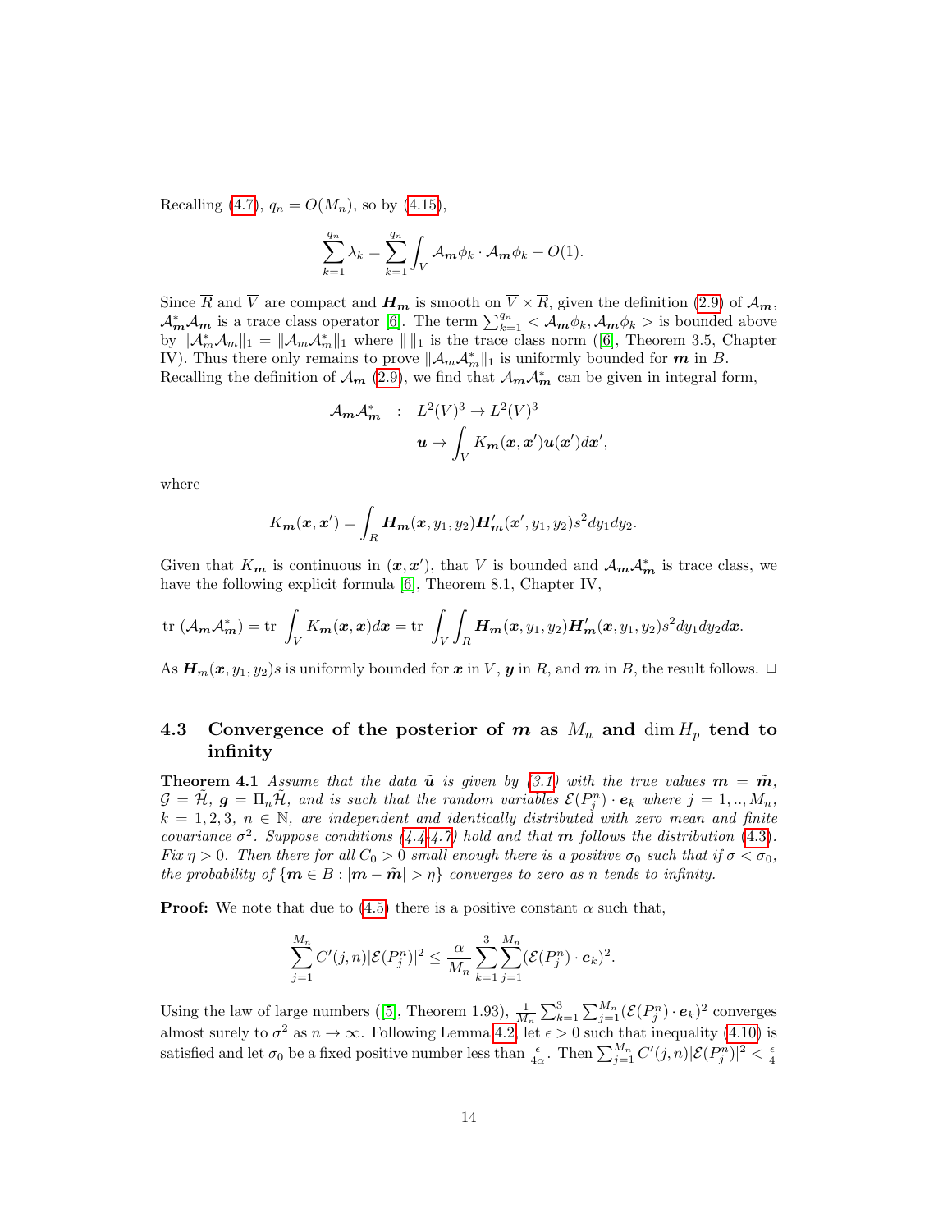Recalling (4.7), $q_n = O(M_n)$, so by (4.15),

$$\sum_{k=1}^{q_n} \lambda_k = \sum_{k=1}^{q_n} \int_V \mathcal{A}_{\boldsymbol{m}} \phi_k \cdot \mathcal{A}_{\boldsymbol{m}} \phi_k + O(1).$$

Since $\overline{R}$ and $\overline{V}$ are compact and $\boldsymbol{H_m}$ is smooth on $\overline{V} \times \overline{R}$, given the definition (2.9) of $\mathcal{A}_{\boldsymbol{m}}$, $\mathcal{A}_{\boldsymbol{m}}^* \mathcal{A}_{\boldsymbol{m}}$ is a trace class operator [6]. The term $\sum_{k=1}^{q_n} < \mathcal{A}_{\boldsymbol{m}} \phi_k, \mathcal{A}_{\boldsymbol{m}} \phi_k >$ is bounded above by $\|\mathcal{A}_m^* \mathcal{A}_m\|_1 = \|\mathcal{A}_m \mathcal{A}_m^*\|_1$ where $\| \|_1$ is the trace class norm ([6], Theorem 3.5, Chapter IV). Thus there only remains to prove $\|\mathcal{A}_m \mathcal{A}_m^*\|_1$ is uniformly bounded for $\boldsymbol{m}$ in $B$.
Recalling the definition of $\mathcal{A}_{\boldsymbol{m}}$ (2.9), we find that $\mathcal{A}_{\boldsymbol{m}} \mathcal{A}_{\boldsymbol{m}}^*$ can be given in integral form,

$$\begin{aligned} \mathcal{A}_{\boldsymbol{m}} \mathcal{A}_{\boldsymbol{m}}^* \quad &: \quad L^2(V)^3 \to L^2(V)^3 \\ &\quad \boldsymbol{u} \to \int_V K_{\boldsymbol{m}}(\boldsymbol{x}, \boldsymbol{x}') \boldsymbol{u}(\boldsymbol{x}') d\boldsymbol{x}', \end{aligned}$$

where

$$K_{\boldsymbol{m}}(\boldsymbol{x}, \boldsymbol{x}') = \int_R \boldsymbol{H_m}(\boldsymbol{x}, y_1, y_2) \boldsymbol{H}'_{\boldsymbol{m}}(\boldsymbol{x}', y_1, y_2) s^2 dy_1 dy_2.$$

Given that $K_{\boldsymbol{m}}$ is continuous in $(\boldsymbol{x}, \boldsymbol{x}')$, that $V$ is bounded and $\mathcal{A}_{\boldsymbol{m}} \mathcal{A}_{\boldsymbol{m}}^*$ is trace class, we have the following explicit formula [6], Theorem 8.1, Chapter IV,

$$\text{tr } (\mathcal{A}_{\boldsymbol{m}} \mathcal{A}_{\boldsymbol{m}}^*) = \text{tr } \int_V K_{\boldsymbol{m}}(\boldsymbol{x}, \boldsymbol{x}) d\boldsymbol{x} = \text{tr } \int_V \int_R \boldsymbol{H_m}(\boldsymbol{x}, y_1, y_2) \boldsymbol{H}'_{\boldsymbol{m}}(\boldsymbol{x}, y_1, y_2) s^2 dy_1 dy_2 d\boldsymbol{x}.$$

As $\boldsymbol{H}_m(\boldsymbol{x}, y_1, y_2)s$ is uniformly bounded for $\boldsymbol{x}$ in $V$, $\boldsymbol{y}$ in $R$, and $\boldsymbol{m}$ in $B$, the result follows. □

### 4.3 Convergence of the posterior of $\boldsymbol{m}$ as $M_n$ and $\dim H_p$ tend to infinity

**Theorem 4.1** *Assume that the data $\tilde{\boldsymbol{u}}$ is given by (3.1) with the true values $\boldsymbol{m} = \tilde{\boldsymbol{m}}$, $\mathcal{G} = \tilde{\mathcal{H}}$, $\boldsymbol{g} = \Pi_n \tilde{\mathcal{H}}$, and is such that the random variables $\mathcal{E}(P_j^n) \cdot \boldsymbol{e}_k$ where $j = 1, .., M_n$, $k = 1, 2, 3$, $n \in \mathbb{N}$, are independent and identically distributed with zero mean and finite covariance $\sigma^2$. Suppose conditions (4.4-4.7) hold and that $\boldsymbol{m}$ follows the distribution (4.3). Fix $\eta > 0$. Then there for all $C_0 > 0$ small enough there is a positive $\sigma_0$ such that if $\sigma < \sigma_0$, the probability of $\{\boldsymbol{m} \in B : |\boldsymbol{m} - \tilde{\boldsymbol{m}}| > \eta\}$ converges to zero as $n$ tends to infinity.*

**Proof:** We note that due to (4.5) there is a positive constant $\alpha$ such that,

$$\sum_{j=1}^{M_n} C'(j, n) |\mathcal{E}(P_j^n)|^2 \leq \frac{\alpha}{M_n} \sum_{k=1}^{3} \sum_{j=1}^{M_n} (\mathcal{E}(P_j^n) \cdot \boldsymbol{e}_k)^2.$$

Using the law of large numbers ([5], Theorem 1.93), $\frac{1}{M_n} \sum_{k=1}^{3} \sum_{j=1}^{M_n} (\mathcal{E}(P_j^n) \cdot \boldsymbol{e}_k)^2$ converges almost surely to $\sigma^2$ as $n \to \infty$. Following Lemma 4.2, let $\epsilon > 0$ such that inequality (4.10) is satisfied and let $\sigma_0$ be a fixed positive number less than $\frac{\epsilon}{4\alpha}$. Then $\sum_{j=1}^{M_n} C'(j, n) |\mathcal{E}(P_j^n)|^2 < \frac{\epsilon}{4}$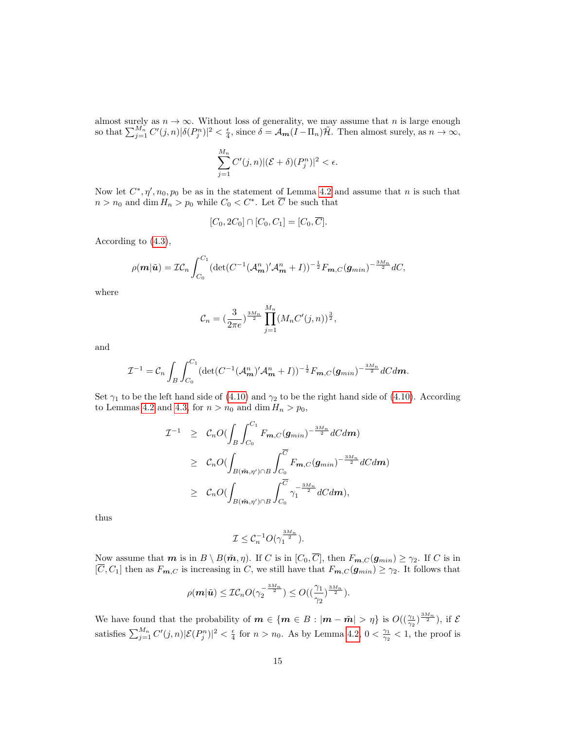almost surely as $n \to \infty$. Without loss of generality, we may assume that $n$ is large enough so that $\sum_{j=1}^{M_n} C'(j,n)|\delta(P_j^n)|^2 < \frac{\epsilon}{4}$, since $\delta = \mathcal{A}_{\boldsymbol{m}}(I - \Pi_n)\tilde{\mathcal{H}}$. Then almost surely, as $n \to \infty$,

$$\sum_{j=1}^{M_n} C'(j,n)|(\mathcal{E}+\delta)(P_j^n)|^2 < \epsilon.$$

Now let $C^*, \eta', n_0, p_0$ be as in the statement of Lemma 4.2 and assume that $n$ is such that $n > n_0$ and $\dim H_n > p_0$ while $C_0 < C^*$. Let $\overline{C}$ be such that

$$[C_0, 2C_0] \cap [C_0, C_1] = [C_0, \overline{C}].$$

According to (4.3),

$$\rho(\boldsymbol{m}|\tilde{\boldsymbol{u}}) = \mathcal{I}\mathcal{C}_n \int_{C_0}^{C_1} (\det(C^{-1}(\mathcal{A}^n_{\boldsymbol{m}})'\mathcal{A}^n_{\boldsymbol{m}} + I))^{-\frac{1}{2}} F_{\boldsymbol{m},C}(\boldsymbol{g}_{min})^{-\frac{3M_n}{2}} dC,$$

where

$$\mathcal{C}_n = (\frac{3}{2\pi e})^{\frac{3M_n}{2}} \prod_{j=1}^{M_n} (M_n C'(j,n))^{\frac{3}{2}},$$

and

$$\mathcal{I}^{-1} = \mathcal{C}_n \int_B \int_{C_0}^{C_1} (\det(C^{-1}(\mathcal{A}^n_{\boldsymbol{m}})'\mathcal{A}^n_{\boldsymbol{m}} + I))^{-\frac{1}{2}} F_{\boldsymbol{m},C}(\boldsymbol{g}_{min})^{-\frac{3M_n}{2}} dC d\boldsymbol{m}.$$

Set $\gamma_1$ to be the left hand side of (4.10) and $\gamma_2$ to be the right hand side of (4.10). According to Lemmas 4.2 and 4.3, for $n > n_0$ and $\dim H_n > p_0$,

$$\begin{aligned}
\mathcal{I}^{-1} &\geq \mathcal{C}_n O(\int_B \int_{C_0}^{C_1} F_{\boldsymbol{m},C}(\boldsymbol{g}_{min})^{-\frac{3M_n}{2}} dC d\boldsymbol{m}) \\
&\geq \mathcal{C}_n O(\int_{B(\tilde{\boldsymbol{m}},\eta')\cap B} \int_{C_0}^{\overline{C}} F_{\boldsymbol{m},C}(\boldsymbol{g}_{min})^{-\frac{3M_n}{2}} dC d\boldsymbol{m}) \\
&\geq \mathcal{C}_n O(\int_{B(\tilde{\boldsymbol{m}},\eta')\cap B} \int_{C_0}^{\overline{C}} \gamma_1^{-\frac{3M_n}{2}} dC d\boldsymbol{m}),
\end{aligned}$$

thus

$$\mathcal{I} \leq \mathcal{C}_n^{-1} O(\gamma_1^{\frac{3M_n}{2}}).$$

Now assume that $\boldsymbol{m}$ is in $B \setminus B(\tilde{\boldsymbol{m}}, \eta)$. If $C$ is in $[C_0, \overline{C}]$, then $F_{\boldsymbol{m},C}(\boldsymbol{g}_{min}) \geq \gamma_2$. If $C$ is in $[\overline{C}, C_1]$ then as $F_{\boldsymbol{m},C}$ is increasing in $C$, we still have that $F_{\boldsymbol{m},C}(\boldsymbol{g}_{min}) \geq \gamma_2$. It follows that

$$\rho(\boldsymbol{m}|\tilde{\boldsymbol{u}}) \leq \mathcal{I}\mathcal{C}_n O(\gamma_2^{-\frac{3M_n}{2}}) \leq O((\frac{\gamma_1}{\gamma_2})^{\frac{3M_n}{2}}).$$

We have found that the probability of $\boldsymbol{m} \in \{\boldsymbol{m} \in B : |\boldsymbol{m} - \tilde{\boldsymbol{m}}| > \eta\}$ is $O((\frac{\gamma_1}{\gamma_2})^{\frac{3M_n}{2}})$, if $\mathcal{E}$ satisfies $\sum_{j=1}^{M_n} C'(j,n)|\mathcal{E}(P_j^n)|^2 < \frac{\epsilon}{4}$ for $n > n_0$. As by Lemma 4.2, $0 < \frac{\gamma_1}{\gamma_2} < 1$, the proof is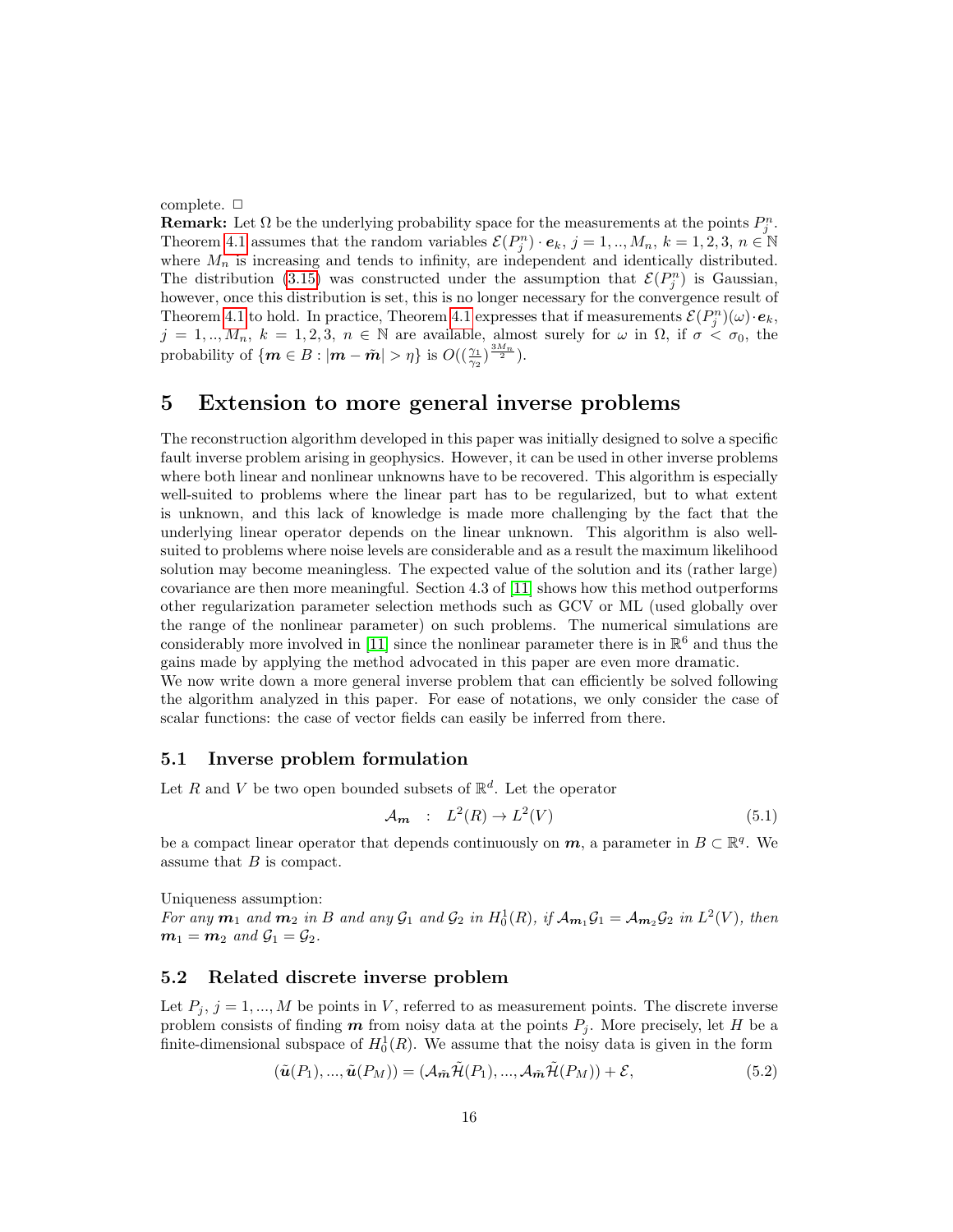complete. □

**Remark:** Let $\Omega$ be the underlying probability space for the measurements at the points $P_j^n$. Theorem 4.1 assumes that the random variables $\mathcal{E}(P_j^n) \cdot \boldsymbol{e}_k$, $j = 1, .., M_n$, $k = 1, 2, 3$, $n \in \mathbb{N}$ where $M_n$ is increasing and tends to infinity, are independent and identically distributed. The distribution (3.15) was constructed under the assumption that $\mathcal{E}(P_j^n)$ is Gaussian, however, once this distribution is set, this is no longer necessary for the convergence result of Theorem 4.1 to hold. In practice, Theorem 4.1 expresses that if measurements $\mathcal{E}(P_j^n)(\omega) \cdot \boldsymbol{e}_k$, $j = 1, .., M_n$, $k = 1, 2, 3$, $n \in \mathbb{N}$ are available, almost surely for $\omega$ in $\Omega$, if $\sigma < \sigma_0$, the probability of $\{\boldsymbol{m} \in B : |\boldsymbol{m} - \tilde{\boldsymbol{m}}| > \eta\}$ is $O((\frac{\gamma_1}{\gamma_2})^{\frac{3M_n}{2}})$.

# 5 Extension to more general inverse problems

The reconstruction algorithm developed in this paper was initially designed to solve a specific fault inverse problem arising in geophysics. However, it can be used in other inverse problems where both linear and nonlinear unknowns have to be recovered. This algorithm is especially well-suited to problems where the linear part has to be regularized, but to what extent is unknown, and this lack of knowledge is made more challenging by the fact that the underlying linear operator depends on the linear unknown. This algorithm is also well-suited to problems where noise levels are considerable and as a result the maximum likelihood solution may become meaningless. The expected value of the solution and its (rather large) covariance are then more meaningful. Section 4.3 of [11] shows how this method outperforms other regularization parameter selection methods such as GCV or ML (used globally over the range of the nonlinear parameter) on such problems. The numerical simulations are considerably more involved in [11] since the nonlinear parameter there is in $\mathbb{R}^6$ and thus the gains made by applying the method advocated in this paper are even more dramatic.
We now write down a more general inverse problem that can efficiently be solved following the algorithm analyzed in this paper. For ease of notations, we only consider the case of scalar functions: the case of vector fields can easily be inferred from there.

## 5.1 Inverse problem formulation

Let $R$ and $V$ be two open bounded subsets of $\mathbb{R}^d$. Let the operator

$$\mathcal{A}_{\boldsymbol{m}} \quad : \quad L^2(R) \to L^2(V) \tag{5.1}$$

be a compact linear operator that depends continuously on $\boldsymbol{m}$, a parameter in $B \subset \mathbb{R}^q$. We assume that $B$ is compact.

Uniqueness assumption:
*For any $\boldsymbol{m}_1$ and $\boldsymbol{m}_2$ in $B$ and any $\mathcal{G}_1$ and $\mathcal{G}_2$ in $H_0^1(R)$, if $\mathcal{A}_{\boldsymbol{m}_1}\mathcal{G}_1 = \mathcal{A}_{\boldsymbol{m}_2}\mathcal{G}_2$ in $L^2(V)$, then $\boldsymbol{m}_1 = \boldsymbol{m}_2$ and $\mathcal{G}_1 = \mathcal{G}_2$.*

## 5.2 Related discrete inverse problem

Let $P_j$, $j = 1, ..., M$ be points in $V$, referred to as measurement points. The discrete inverse problem consists of finding $\boldsymbol{m}$ from noisy data at the points $P_j$. More precisely, let $H$ be a finite-dimensional subspace of $H_0^1(R)$. We assume that the noisy data is given in the form

$$(\tilde{\boldsymbol{u}}(P_1), ..., \tilde{\boldsymbol{u}}(P_M)) = (\mathcal{A}_{\tilde{\boldsymbol{m}}}\tilde{\mathcal{H}}(P_1), ..., \mathcal{A}_{\tilde{\boldsymbol{m}}}\tilde{\mathcal{H}}(P_M)) + \mathcal{E}, \tag{5.2}$$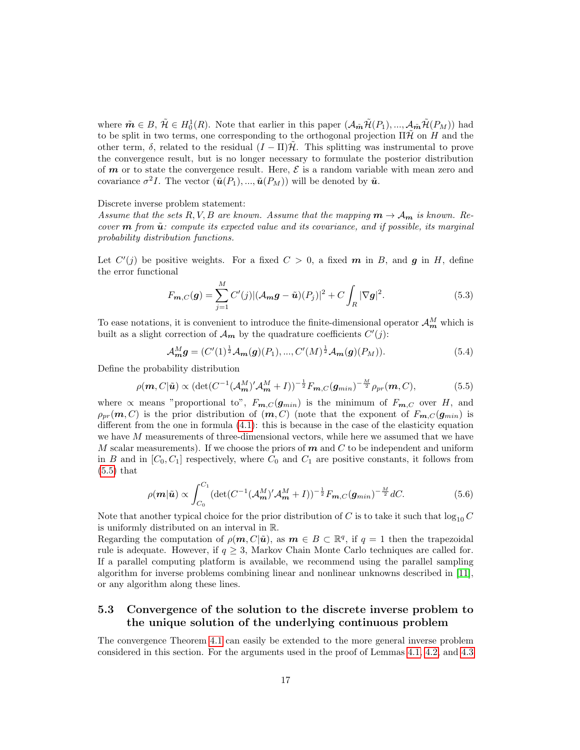where $\tilde{\boldsymbol{m}} \in B$, $\tilde{\mathcal{H}} \in H_0^1(R)$. Note that earlier in this paper $(\mathcal{A}_{\tilde{\boldsymbol{m}}}\tilde{\mathcal{H}}(P_1), ..., \mathcal{A}_{\tilde{\boldsymbol{m}}}\tilde{\mathcal{H}}(P_M))$ had to be split in two terms, one corresponding to the orthogonal projection $\Pi\tilde{\mathcal{H}}$ on $H$ and the other term, $\delta$, related to the residual $(I - \Pi)\tilde{\mathcal{H}}$. This splitting was instrumental to prove the convergence result, but is no longer necessary to formulate the posterior distribution of $\boldsymbol{m}$ or to state the convergence result. Here, $\mathcal{E}$ is a random variable with mean zero and covariance $\sigma^2 I$. The vector $(\tilde{\boldsymbol{u}}(P_1), ..., \tilde{\boldsymbol{u}}(P_M))$ will be denoted by $\tilde{\boldsymbol{u}}$.

Discrete inverse problem statement:
*Assume that the sets $R, V, B$ are known. Assume that the mapping $\boldsymbol{m} \to \mathcal{A}_{\boldsymbol{m}}$ is known. Recover $\boldsymbol{m}$ from $\tilde{\boldsymbol{u}}$: compute its expected value and its covariance, and if possible, its marginal probability distribution functions.*

Let $C'(j)$ be positive weights. For a fixed $C > 0$, a fixed $\boldsymbol{m}$ in $B$, and $\boldsymbol{g}$ in $H$, define the error functional

$$F_{\boldsymbol{m},C}(\boldsymbol{g}) = \sum_{j=1}^{M} C'(j)|(\mathcal{A}_{\boldsymbol{m}}\boldsymbol{g} - \tilde{\boldsymbol{u}})(P_j)|^2 + C\int_R |\nabla \boldsymbol{g}|^2. \tag{5.3}$$

To ease notations, it is convenient to introduce the finite-dimensional operator $\mathcal{A}_{\boldsymbol{m}}^M$ which is built as a slight correction of $\mathcal{A}_{\boldsymbol{m}}$ by the quadrature coefficients $C'(j)$:

$$\mathcal{A}_{\boldsymbol{m}}^M \boldsymbol{g} = (C'(1)^{\frac{1}{2}}\mathcal{A}_{\boldsymbol{m}}(\boldsymbol{g})(P_1), ..., C'(M)^{\frac{1}{2}}\mathcal{A}_{\boldsymbol{m}}(\boldsymbol{g})(P_M)). \tag{5.4}$$

Define the probability distribution

$$\rho(\boldsymbol{m}, C|\tilde{\boldsymbol{u}}) \propto (\det(C^{-1}(\mathcal{A}_{\boldsymbol{m}}^M)'\mathcal{A}_{\boldsymbol{m}}^M + I))^{-\frac{1}{2}} F_{\boldsymbol{m},C}(\boldsymbol{g}_{min})^{-\frac{M}{2}} \rho_{pr}(\boldsymbol{m}, C), \tag{5.5}$$

where $\propto$ means "proportional to", $F_{\boldsymbol{m},C}(\boldsymbol{g}_{min})$ is the minimum of $F_{\boldsymbol{m},C}$ over $H$, and $\rho_{pr}(\boldsymbol{m}, C)$ is the prior distribution of $(\boldsymbol{m}, C)$ (note that the exponent of $F_{\boldsymbol{m},C}(\boldsymbol{g}_{min})$ is different from the one in formula (4.1): this is because in the case of the elasticity equation we have $M$ measurements of three-dimensional vectors, while here we assumed that we have $M$ scalar measurements). If we choose the priors of $\boldsymbol{m}$ and $C$ to be independent and uniform in $B$ and in $[C_0, C_1]$ respectively, where $C_0$ and $C_1$ are positive constants, it follows from (5.5) that

$$\rho(\boldsymbol{m}|\tilde{\boldsymbol{u}}) \propto \int_{C_0}^{C_1} (\det(C^{-1}(\mathcal{A}_{\boldsymbol{m}}^M)'\mathcal{A}_{\boldsymbol{m}}^M + I))^{-\frac{1}{2}} F_{\boldsymbol{m},C}(\boldsymbol{g}_{min})^{-\frac{M}{2}} dC. \tag{5.6}$$

Note that another typical choice for the prior distribution of $C$ is to take it such that $\log_{10} C$ is uniformly distributed on an interval in $\mathbb{R}$.
Regarding the computation of $\rho(\boldsymbol{m}, C|\tilde{\boldsymbol{u}})$, as $\boldsymbol{m} \in B \subset \mathbb{R}^q$, if $q = 1$ then the trapezoidal rule is adequate. However, if $q \geq 3$, Markov Chain Monte Carlo techniques are called for. If a parallel computing platform is available, we recommend using the parallel sampling algorithm for inverse problems combining linear and nonlinear unknowns described in [11], or any algorithm along these lines.

### 5.3 Convergence of the solution to the discrete inverse problem to the unique solution of the underlying continuous problem

The convergence Theorem 4.1 can easily be extended to the more general inverse problem considered in this section. For the arguments used in the proof of Lemmas 4.1, 4.2, and 4.3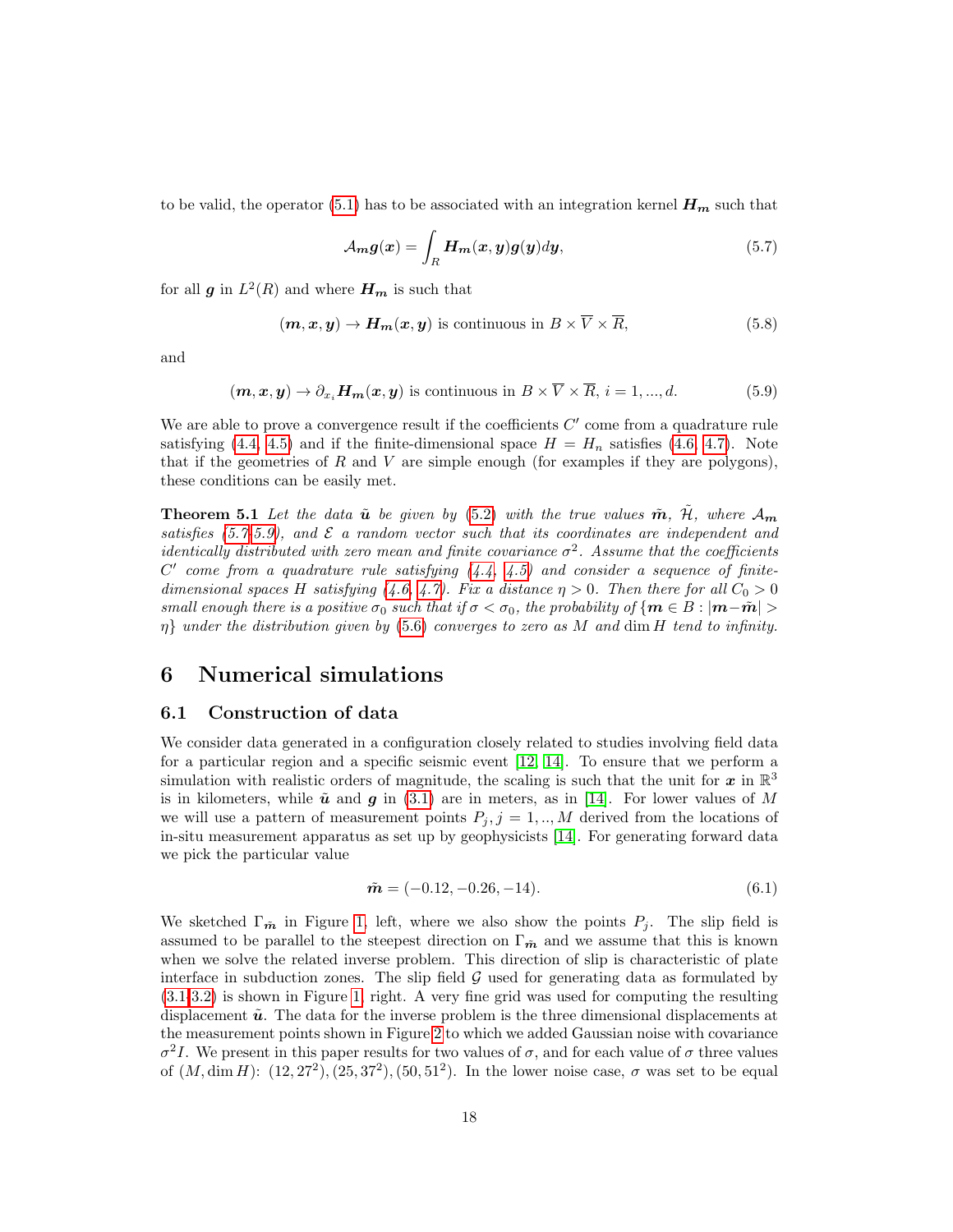to be valid, the operator (5.1) has to be associated with an integration kernel $\boldsymbol{H_m}$ such that

$$\mathcal{A}_{\boldsymbol{m}}\boldsymbol{g}(\boldsymbol{x}) = \int_R \boldsymbol{H_m}(\boldsymbol{x}, \boldsymbol{y})\boldsymbol{g}(\boldsymbol{y})d\boldsymbol{y}, \tag{5.7}$$

for all $\boldsymbol{g}$ in $L^2(R)$ and where $\boldsymbol{H_m}$ is such that

$$(\boldsymbol{m}, \boldsymbol{x}, \boldsymbol{y}) \to \boldsymbol{H_m}(\boldsymbol{x}, \boldsymbol{y}) \text{ is continuous in } B \times \overline{V} \times \overline{R}, \tag{5.8}$$

and

$$(\boldsymbol{m}, \boldsymbol{x}, \boldsymbol{y}) \to \partial_{x_i}\boldsymbol{H_m}(\boldsymbol{x}, \boldsymbol{y}) \text{ is continuous in } B \times \overline{V} \times \overline{R},\ i = 1, ..., d. \tag{5.9}$$

We are able to prove a convergence result if the coefficients $C'$ come from a quadrature rule satisfying (4.4, 4.5) and if the finite-dimensional space $H = H_n$ satisfies (4.6, 4.7). Note that if the geometries of $R$ and $V$ are simple enough (for examples if they are polygons), these conditions can be easily met.

**Theorem 5.1** *Let the data $\tilde{\boldsymbol{u}}$ be given by (5.2) with the true values $\tilde{\boldsymbol{m}}$, $\tilde{\mathcal{H}}$, where $\mathcal{A}_{\boldsymbol{m}}$ satisfies (5.7-5.9), and $\mathcal{E}$ a random vector such that its coordinates are independent and identically distributed with zero mean and finite covariance $\sigma^2$. Assume that the coefficients $C'$ come from a quadrature rule satisfying (4.4, 4.5) and consider a sequence of finite-dimensional spaces $H$ satisfying (4.6, 4.7). Fix a distance $\eta > 0$. Then there for all $C_0 > 0$ small enough there is a positive $\sigma_0$ such that if $\sigma < \sigma_0$, the probability of $\{\boldsymbol{m} \in B : |\boldsymbol{m} - \tilde{\boldsymbol{m}}| > \eta\}$ under the distribution given by (5.6) converges to zero as $M$ and $\dim H$ tend to infinity.*

# 6 Numerical simulations

## 6.1 Construction of data

We consider data generated in a configuration closely related to studies involving field data for a particular region and a specific seismic event [12, 14]. To ensure that we perform a simulation with realistic orders of magnitude, the scaling is such that the unit for $\boldsymbol{x}$ in $\mathbb{R}^3$ is in kilometers, while $\tilde{\boldsymbol{u}}$ and $\boldsymbol{g}$ in (3.1) are in meters, as in [14]. For lower values of $M$ we will use a pattern of measurement points $P_j, j = 1, .., M$ derived from the locations of in-situ measurement apparatus as set up by geophysicists [14]. For generating forward data we pick the particular value

$$\tilde{\boldsymbol{m}} = (-0.12, -0.26, -14). \tag{6.1}$$

We sketched $\Gamma_{\tilde{\boldsymbol{m}}}$ in Figure 1, left, where we also show the points $P_j$. The slip field is assumed to be parallel to the steepest direction on $\Gamma_{\tilde{\boldsymbol{m}}}$ and we assume that this is known when we solve the related inverse problem. This direction of slip is characteristic of plate interface in subduction zones. The slip field $\mathcal{G}$ used for generating data as formulated by (3.1-3.2) is shown in Figure 1, right. A very fine grid was used for computing the resulting displacement $\tilde{\boldsymbol{u}}$. The data for the inverse problem is the three dimensional displacements at the measurement points shown in Figure 2 to which we added Gaussian noise with covariance $\sigma^2 I$. We present in this paper results for two values of $\sigma$, and for each value of $\sigma$ three values of $(M, \dim H)$: $(12, 27^2), (25, 37^2), (50, 51^2)$. In the lower noise case, $\sigma$ was set to be equal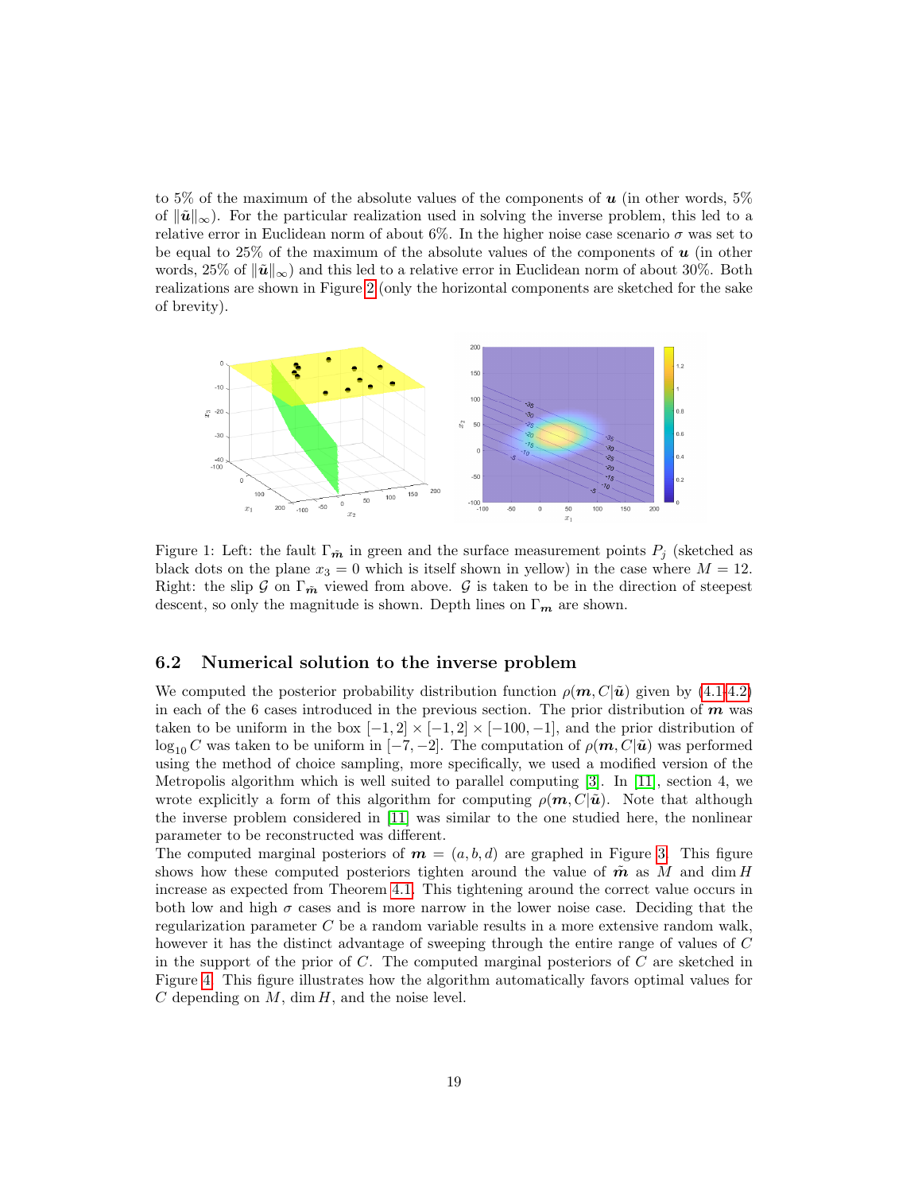to 5% of the maximum of the absolute values of the components of $\boldsymbol{u}$ (in other words, 5% of $\|\tilde{\boldsymbol{u}}\|_\infty$). For the particular realization used in solving the inverse problem, this led to a relative error in Euclidean norm of about 6%. In the higher noise case scenario $\sigma$ was set to be equal to 25% of the maximum of the absolute values of the components of $\boldsymbol{u}$ (in other words, 25% of $\|\tilde{\boldsymbol{u}}\|_\infty$) and this led to a relative error in Euclidean norm of about 30%. Both realizations are shown in Figure 2 (only the horizontal components are sketched for the sake of brevity).

Figure 1: Left: the fault $\Gamma_{\tilde{\boldsymbol{m}}}$ in green and the surface measurement points $P_j$ (sketched as black dots on the plane $x_3 = 0$ which is itself shown in yellow) in the case where $M = 12$. Right: the slip $\mathcal{G}$ on $\Gamma_{\tilde{\boldsymbol{m}}}$ viewed from above. $\mathcal{G}$ is taken to be in the direction of steepest descent, so only the magnitude is shown. Depth lines on $\Gamma_{\boldsymbol{m}}$ are shown.

### 6.2 Numerical solution to the inverse problem

We computed the posterior probability distribution function $\rho(\boldsymbol{m}, C|\tilde{\boldsymbol{u}})$ given by (4.1-4.2) in each of the 6 cases introduced in the previous section. The prior distribution of $\boldsymbol{m}$ was taken to be uniform in the box $[-1, 2] \times [-1, 2] \times [-100, -1]$, and the prior distribution of $\log_{10} C$ was taken to be uniform in $[-7, -2]$. The computation of $\rho(\boldsymbol{m}, C|\tilde{\boldsymbol{u}})$ was performed using the method of choice sampling, more specifically, we used a modified version of the Metropolis algorithm which is well suited to parallel computing [3]. In [11], section 4, we wrote explicitly a form of this algorithm for computing $\rho(\boldsymbol{m}, C|\tilde{\boldsymbol{u}})$. Note that although the inverse problem considered in [11] was similar to the one studied here, the nonlinear parameter to be reconstructed was different.

The computed marginal posteriors of $\boldsymbol{m} = (a, b, d)$ are graphed in Figure 3. This figure shows how these computed posteriors tighten around the value of $\tilde{\boldsymbol{m}}$ as $M$ and $\dim H$ increase as expected from Theorem 4.1. This tightening around the correct value occurs in both low and high $\sigma$ cases and is more narrow in the lower noise case. Deciding that the regularization parameter $C$ be a random variable results in a more extensive random walk, however it has the distinct advantage of sweeping through the entire range of values of $C$ in the support of the prior of $C$. The computed marginal posteriors of $C$ are sketched in Figure 4. This figure illustrates how the algorithm automatically favors optimal values for $C$ depending on $M$, $\dim H$, and the noise level.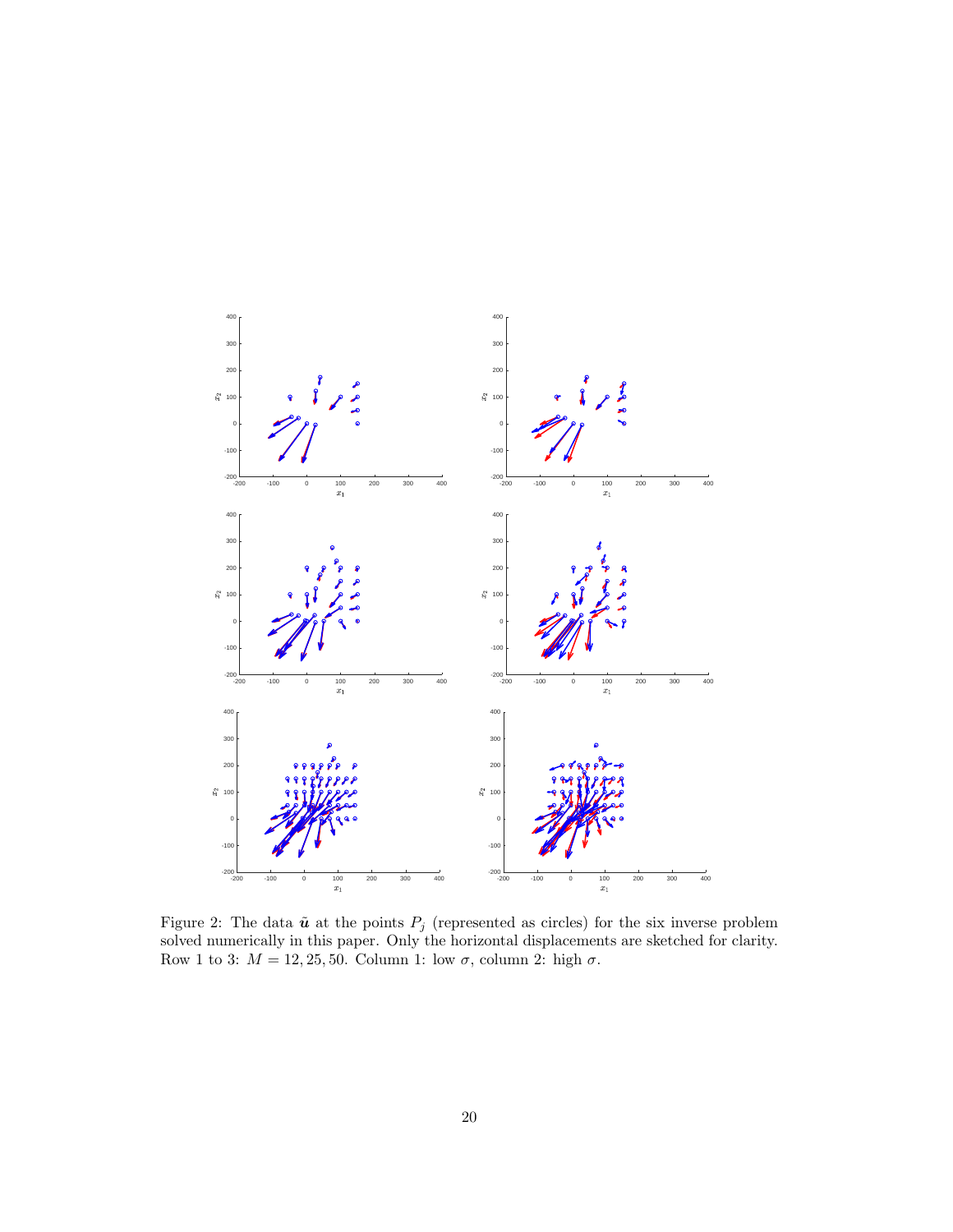Figure 2: The data $\tilde{\boldsymbol{u}}$ at the points $P_j$ (represented as circles) for the six inverse problem solved numerically in this paper. Only the horizontal displacements are sketched for clarity. Row 1 to 3: $M = 12, 25, 50$. Column 1: low $\sigma$, column 2: high $\sigma$.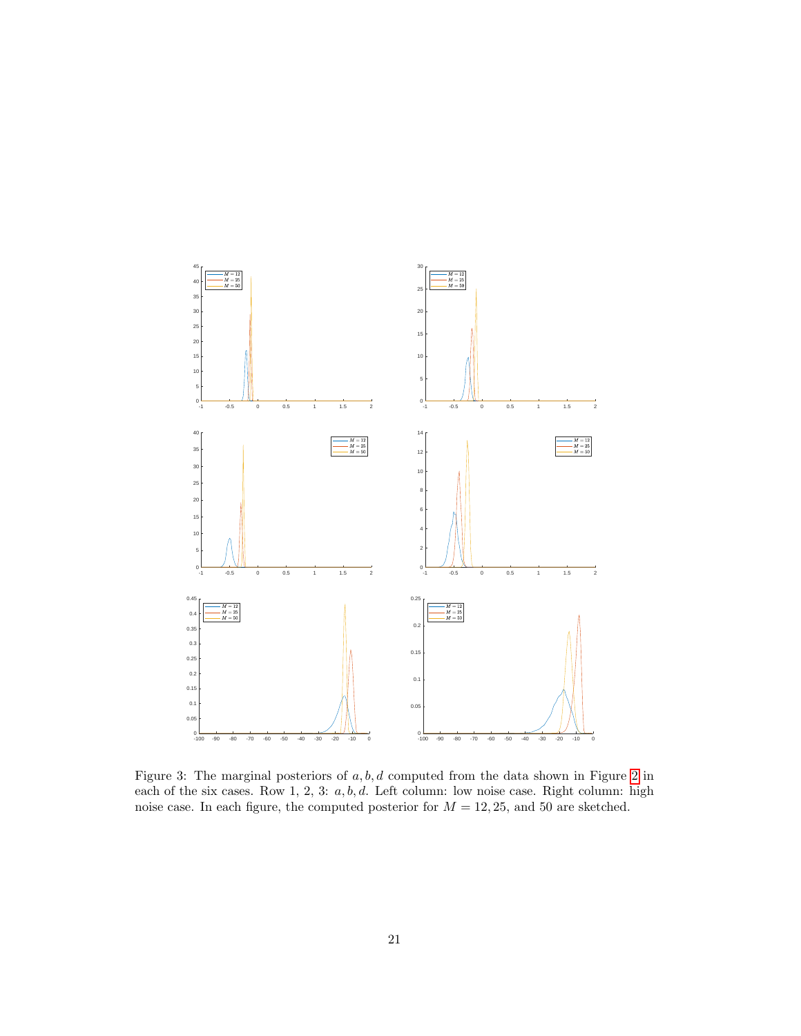Figure 3: The marginal posteriors of $a, b, d$ computed from the data shown in Figure 2 in each of the six cases. Row 1, 2, 3: $a, b, d$. Left column: low noise case. Right column: high noise case. In each figure, the computed posterior for $M = 12, 25$, and $50$ are sketched.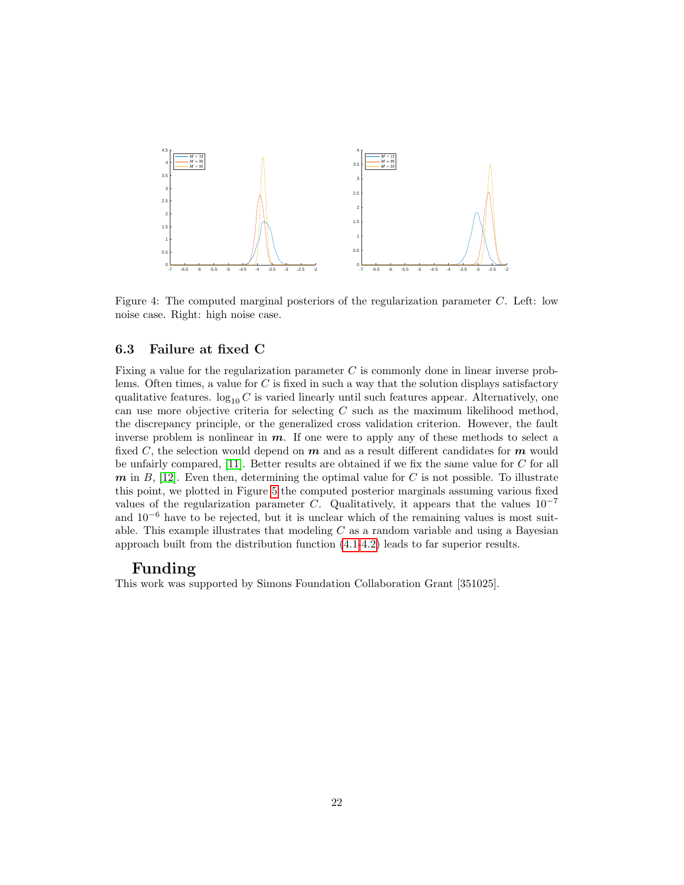Figure 4: The computed marginal posteriors of the regularization parameter $C$. Left: low noise case. Right: high noise case.

### 6.3 Failure at fixed C

Fixing a value for the regularization parameter $C$ is commonly done in linear inverse problems. Often times, a value for $C$ is fixed in such a way that the solution displays satisfactory qualitative features. $\log_{10} C$ is varied linearly until such features appear. Alternatively, one can use more objective criteria for selecting $C$ such as the maximum likelihood method, the discrepancy principle, or the generalized cross validation criterion. However, the fault inverse problem is nonlinear in $\boldsymbol{m}$. If one were to apply any of these methods to select a fixed $C$, the selection would depend on $\boldsymbol{m}$ and as a result different candidates for $\boldsymbol{m}$ would be unfairly compared, [11]. Better results are obtained if we fix the same value for $C$ for all $\boldsymbol{m}$ in $B$, [12]. Even then, determining the optimal value for $C$ is not possible. To illustrate this point, we plotted in Figure 5 the computed posterior marginals assuming various fixed values of the regularization parameter $C$. Qualitatively, it appears that the values $10^{-7}$ and $10^{-6}$ have to be rejected, but it is unclear which of the remaining values is most suitable. This example illustrates that modeling $C$ as a random variable and using a Bayesian approach built from the distribution function (4.1-4.2) leads to far superior results.

## Funding

This work was supported by Simons Foundation Collaboration Grant [351025].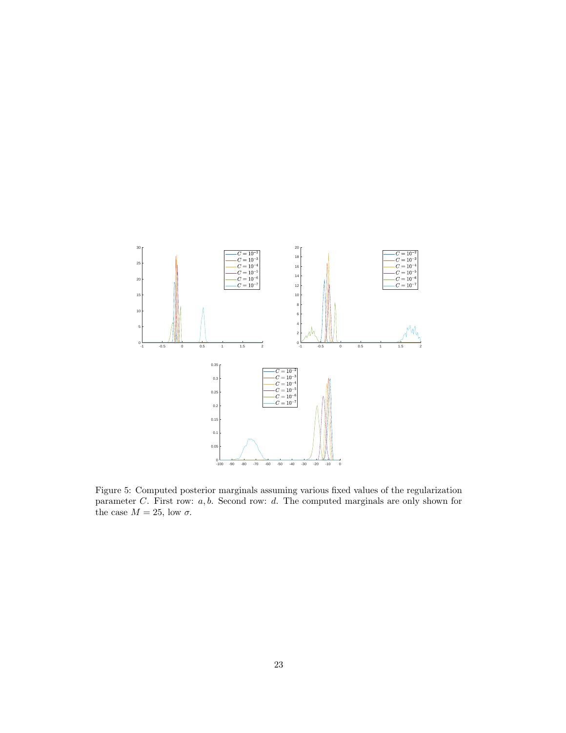Figure 5: Computed posterior marginals assuming various fixed values of the regularization parameter $C$. First row: $a, b$. Second row: $d$. The computed marginals are only shown for the case $M = 25$, low $\sigma$.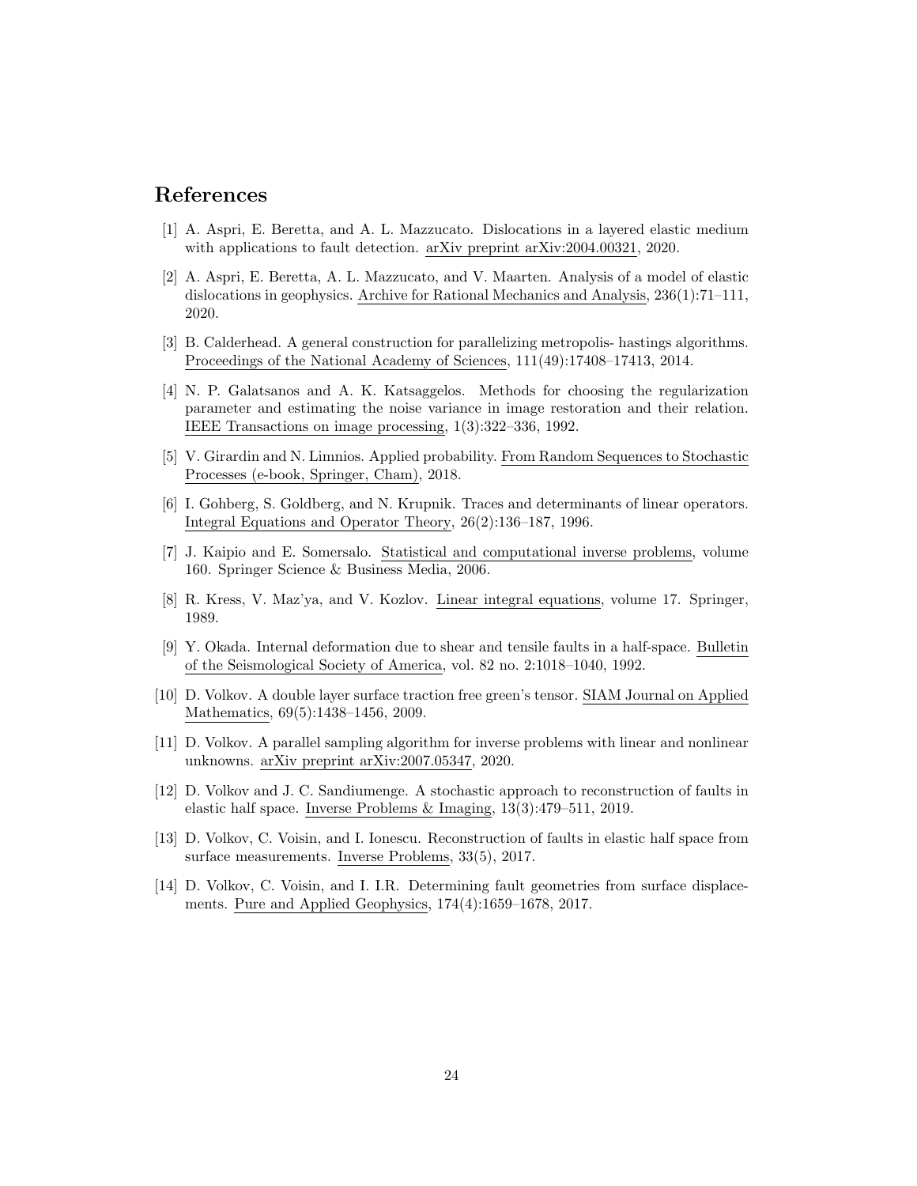## References

[1] A. Aspri, E. Beretta, and A. L. Mazzucato. Dislocations in a layered elastic medium with applications to fault detection. arXiv preprint arXiv:2004.00321, 2020.

[2] A. Aspri, E. Beretta, A. L. Mazzucato, and V. Maarten. Analysis of a model of elastic dislocations in geophysics. Archive for Rational Mechanics and Analysis, 236(1):71–111, 2020.

[3] B. Calderhead. A general construction for parallelizing metropolis- hastings algorithms. Proceedings of the National Academy of Sciences, 111(49):17408–17413, 2014.

[4] N. P. Galatsanos and A. K. Katsaggelos. Methods for choosing the regularization parameter and estimating the noise variance in image restoration and their relation. IEEE Transactions on image processing, 1(3):322–336, 1992.

[5] V. Girardin and N. Limnios. Applied probability. From Random Sequences to Stochastic Processes (e-book, Springer, Cham), 2018.

[6] I. Gohberg, S. Goldberg, and N. Krupnik. Traces and determinants of linear operators. Integral Equations and Operator Theory, 26(2):136–187, 1996.

[7] J. Kaipio and E. Somersalo. Statistical and computational inverse problems, volume 160. Springer Science & Business Media, 2006.

[8] R. Kress, V. Maz'ya, and V. Kozlov. Linear integral equations, volume 17. Springer, 1989.

[9] Y. Okada. Internal deformation due to shear and tensile faults in a half-space. Bulletin of the Seismological Society of America, vol. 82 no. 2:1018–1040, 1992.

[10] D. Volkov. A double layer surface traction free green's tensor. SIAM Journal on Applied Mathematics, 69(5):1438–1456, 2009.

[11] D. Volkov. A parallel sampling algorithm for inverse problems with linear and nonlinear unknowns. arXiv preprint arXiv:2007.05347, 2020.

[12] D. Volkov and J. C. Sandiumenge. A stochastic approach to reconstruction of faults in elastic half space. Inverse Problems & Imaging, 13(3):479–511, 2019.

[13] D. Volkov, C. Voisin, and I. Ionescu. Reconstruction of faults in elastic half space from surface measurements. Inverse Problems, 33(5), 2017.

[14] D. Volkov, C. Voisin, and I. I.R. Determining fault geometries from surface displacements. Pure and Applied Geophysics, 174(4):1659–1678, 2017.